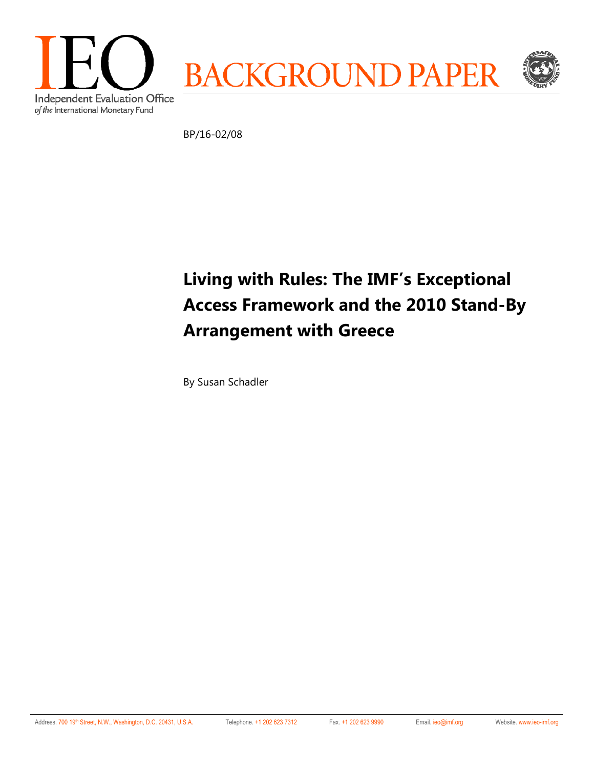IEO

Independent Evaluation Office
*of the* International Monetary Fund

BACKGROUND PAPER

BP/16-02/08

# Living with Rules: The IMF's Exceptional Access Framework and the 2010 Stand-By Arrangement with Greece

By Susan Schadler

Address. 700 19th Street, N.W., Washington, D.C. 20431, U.S.A. Telephone. +1 202 623 7312 Fax. +1 202 623 9990 Email. ieo@imf.org Website. www.ieo-imf.org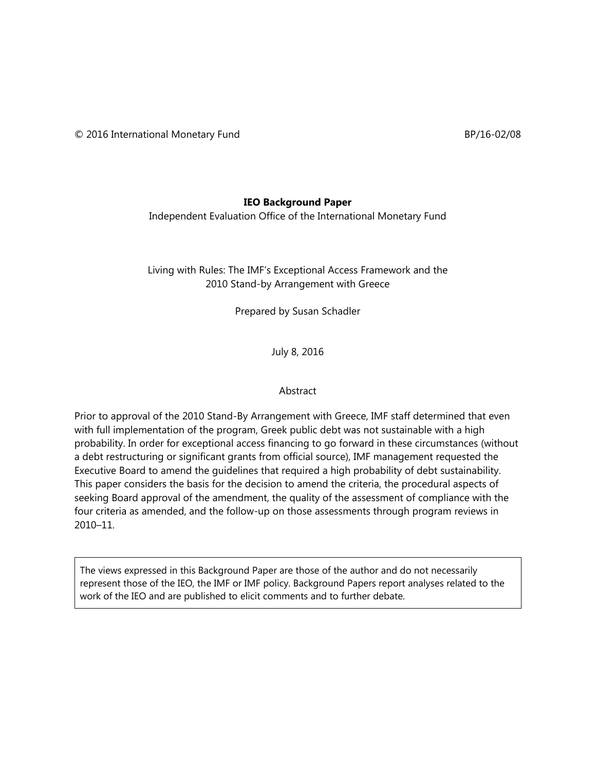© 2016 International Monetary Fund BP/16-02/08

**IEO Background Paper**

Independent Evaluation Office of the International Monetary Fund

Living with Rules: The IMF's Exceptional Access Framework and the 2010 Stand-by Arrangement with Greece

Prepared by Susan Schadler

July 8, 2016

Abstract

Prior to approval of the 2010 Stand-By Arrangement with Greece, IMF staff determined that even with full implementation of the program, Greek public debt was not sustainable with a high probability. In order for exceptional access financing to go forward in these circumstances (without a debt restructuring or significant grants from official source), IMF management requested the Executive Board to amend the guidelines that required a high probability of debt sustainability. This paper considers the basis for the decision to amend the criteria, the procedural aspects of seeking Board approval of the amendment, the quality of the assessment of compliance with the four criteria as amended, and the follow-up on those assessments through program reviews in 2010–11.

The views expressed in this Background Paper are those of the author and do not necessarily represent those of the IEO, the IMF or IMF policy. Background Papers report analyses related to the work of the IEO and are published to elicit comments and to further debate.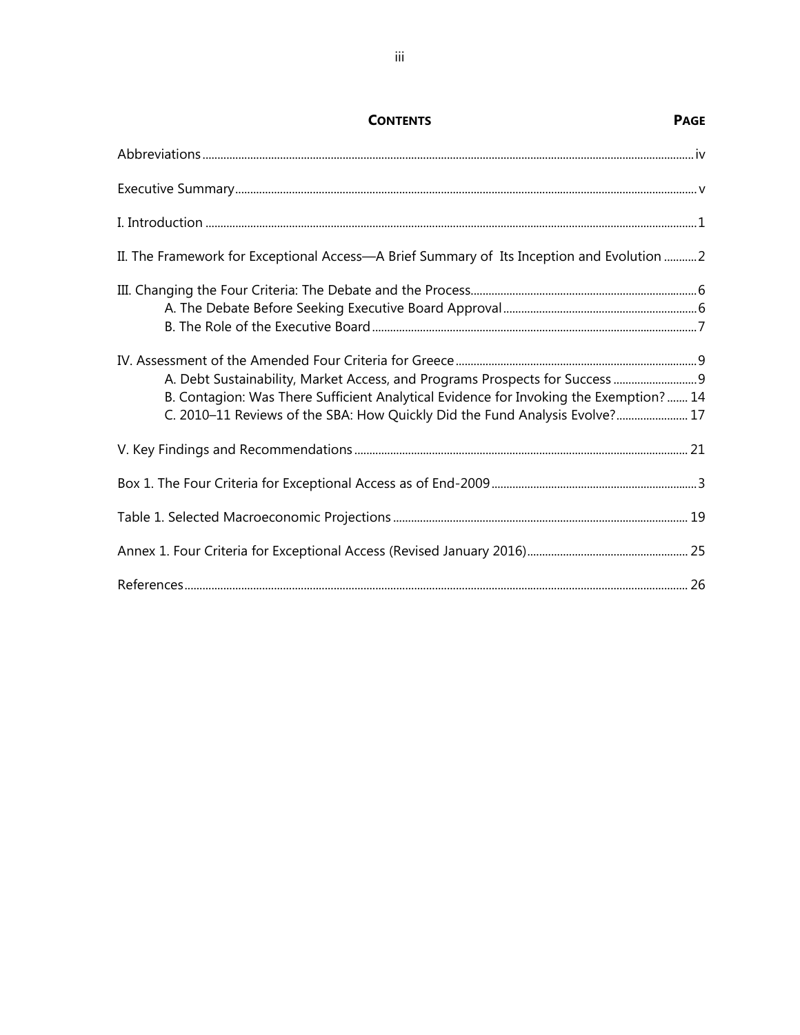# CONTENTS

**PAGE**

Abbreviations ..... iv

Executive Summary ..... v

I. Introduction ..... 1

II. The Framework for Exceptional Access—A Brief Summary of Its Inception and Evolution ..... 2

III. Changing the Four Criteria: The Debate and the Process ..... 6
- A. The Debate Before Seeking Executive Board Approval ..... 6
- B. The Role of the Executive Board ..... 7

IV. Assessment of the Amended Four Criteria for Greece ..... 9
- A. Debt Sustainability, Market Access, and Programs Prospects for Success ..... 9
- B. Contagion: Was There Sufficient Analytical Evidence for Invoking the Exemption? ..... 14
- C. 2010–11 Reviews of the SBA: How Quickly Did the Fund Analysis Evolve? ..... 17

V. Key Findings and Recommendations ..... 21

Box 1. The Four Criteria for Exceptional Access as of End-2009 ..... 3

Table 1. Selected Macroeconomic Projections ..... 19

Annex 1. Four Criteria for Exceptional Access (Revised January 2016) ..... 25

References ..... 26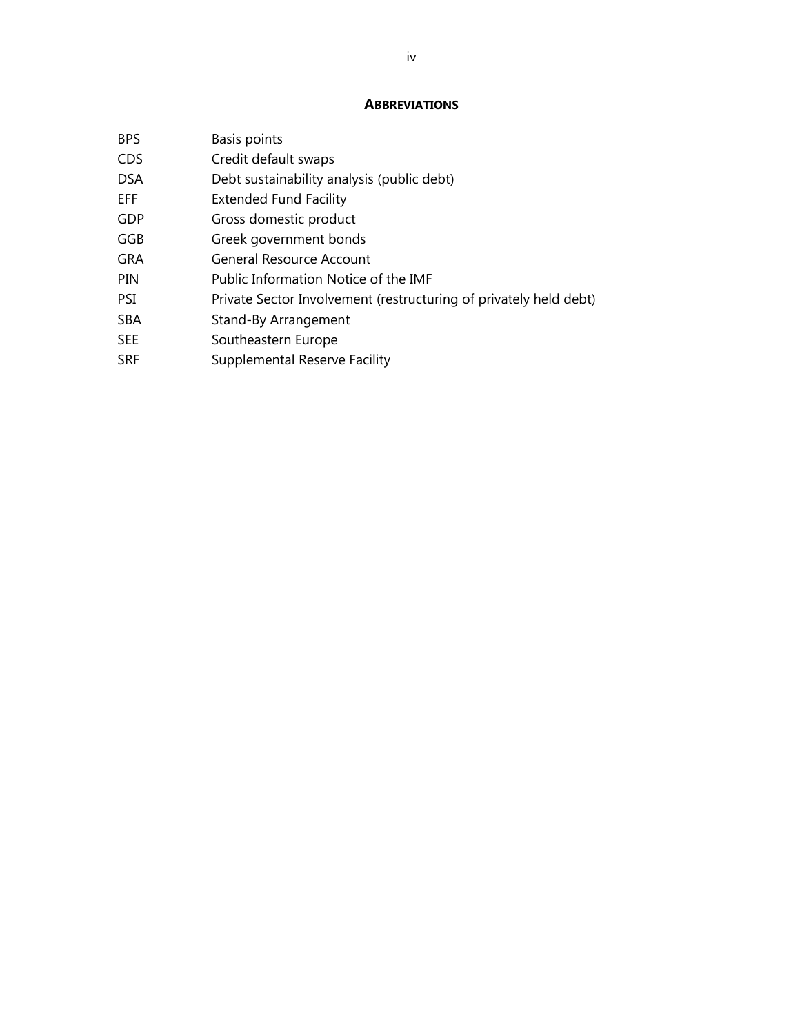## ABBREVIATIONS

| | |
|---|---|
| BPS | Basis points |
| CDS | Credit default swaps |
| DSA | Debt sustainability analysis (public debt) |
| EFF | Extended Fund Facility |
| GDP | Gross domestic product |
| GGB | Greek government bonds |
| GRA | General Resource Account |
| PIN | Public Information Notice of the IMF |
| PSI | Private Sector Involvement (restructuring of privately held debt) |
| SBA | Stand-By Arrangement |
| SEE | Southeastern Europe |
| SRF | Supplemental Reserve Facility |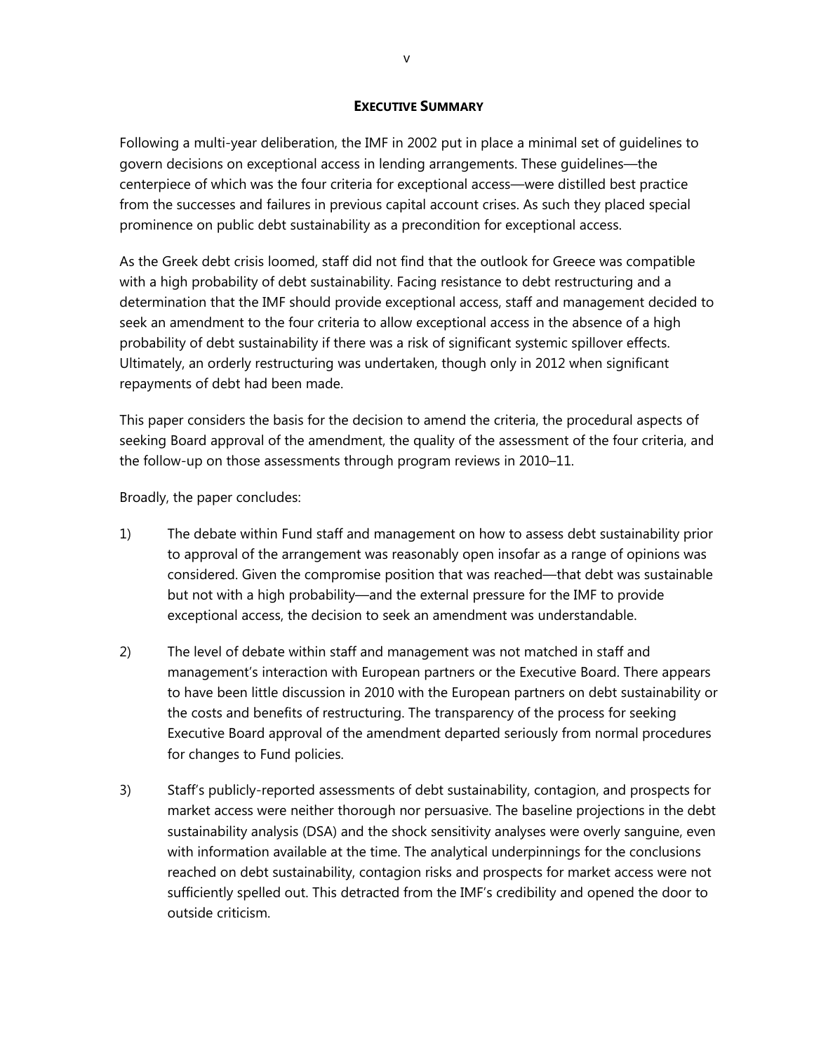## EXECUTIVE SUMMARY

Following a multi-year deliberation, the IMF in 2002 put in place a minimal set of guidelines to govern decisions on exceptional access in lending arrangements. These guidelines—the centerpiece of which was the four criteria for exceptional access—were distilled best practice from the successes and failures in previous capital account crises. As such they placed special prominence on public debt sustainability as a precondition for exceptional access.

As the Greek debt crisis loomed, staff did not find that the outlook for Greece was compatible with a high probability of debt sustainability. Facing resistance to debt restructuring and a determination that the IMF should provide exceptional access, staff and management decided to seek an amendment to the four criteria to allow exceptional access in the absence of a high probability of debt sustainability if there was a risk of significant systemic spillover effects. Ultimately, an orderly restructuring was undertaken, though only in 2012 when significant repayments of debt had been made.

This paper considers the basis for the decision to amend the criteria, the procedural aspects of seeking Board approval of the amendment, the quality of the assessment of the four criteria, and the follow-up on those assessments through program reviews in 2010–11.

Broadly, the paper concludes:

1) The debate within Fund staff and management on how to assess debt sustainability prior to approval of the arrangement was reasonably open insofar as a range of opinions was considered. Given the compromise position that was reached—that debt was sustainable but not with a high probability—and the external pressure for the IMF to provide exceptional access, the decision to seek an amendment was understandable.

2) The level of debate within staff and management was not matched in staff and management's interaction with European partners or the Executive Board. There appears to have been little discussion in 2010 with the European partners on debt sustainability or the costs and benefits of restructuring. The transparency of the process for seeking Executive Board approval of the amendment departed seriously from normal procedures for changes to Fund policies.

3) Staff's publicly-reported assessments of debt sustainability, contagion, and prospects for market access were neither thorough nor persuasive. The baseline projections in the debt sustainability analysis (DSA) and the shock sensitivity analyses were overly sanguine, even with information available at the time. The analytical underpinnings for the conclusions reached on debt sustainability, contagion risks and prospects for market access were not sufficiently spelled out. This detracted from the IMF's credibility and opened the door to outside criticism.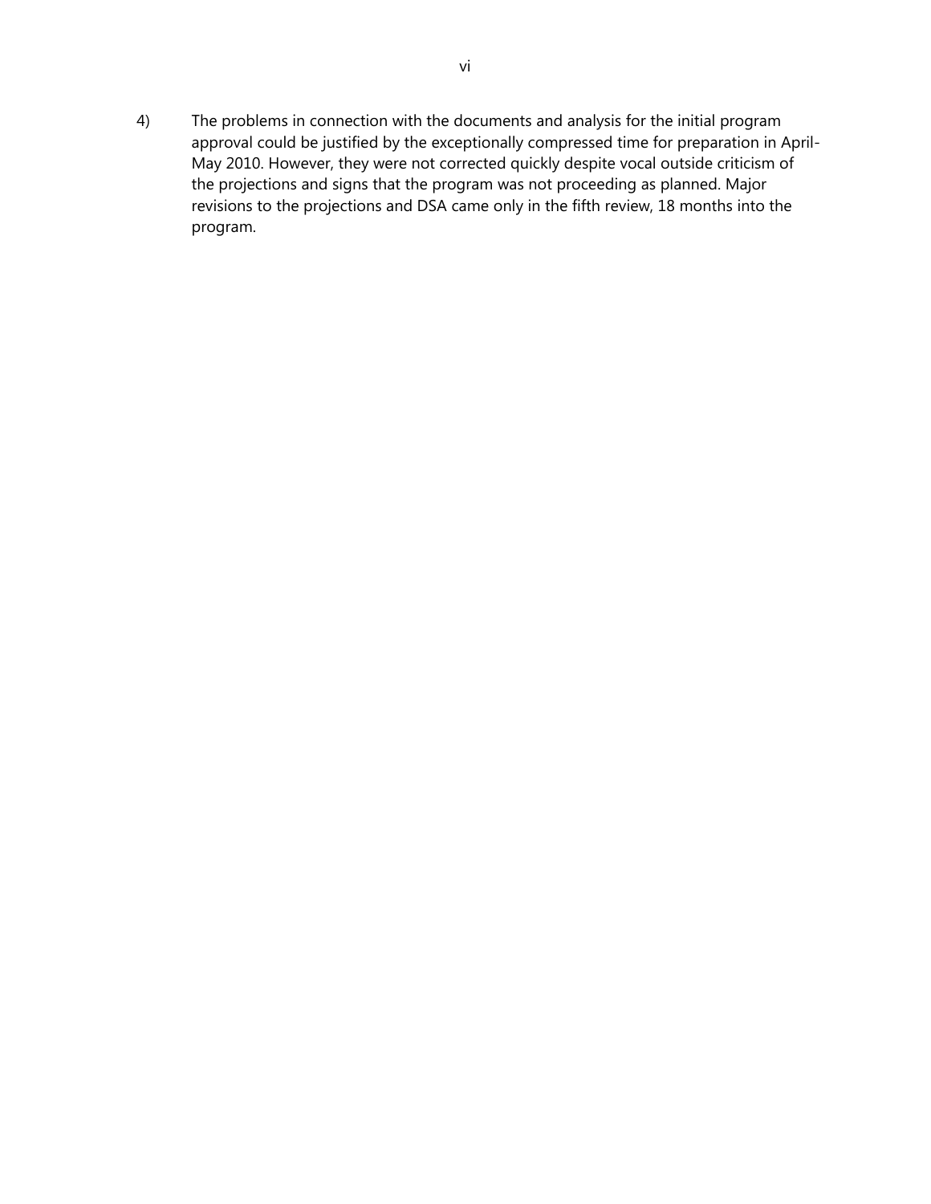4) The problems in connection with the documents and analysis for the initial program approval could be justified by the exceptionally compressed time for preparation in April-May 2010. However, they were not corrected quickly despite vocal outside criticism of the projections and signs that the program was not proceeding as planned. Major revisions to the projections and DSA came only in the fifth review, 18 months into the program.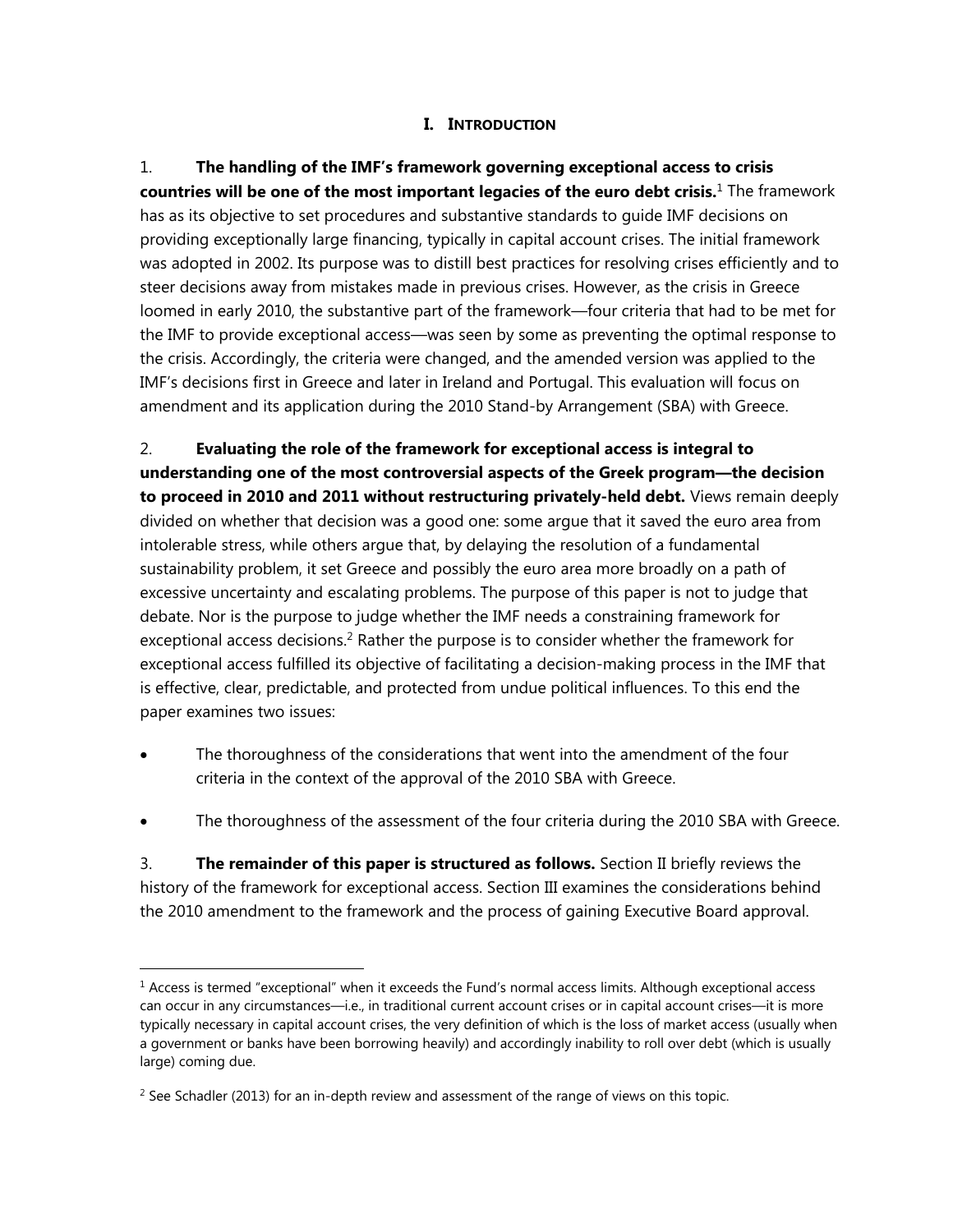## I. INTRODUCTION

1. **The handling of the IMF's framework governing exceptional access to crisis countries will be one of the most important legacies of the euro debt crisis.**[1] The framework has as its objective to set procedures and substantive standards to guide IMF decisions on providing exceptionally large financing, typically in capital account crises. The initial framework was adopted in 2002. Its purpose was to distill best practices for resolving crises efficiently and to steer decisions away from mistakes made in previous crises. However, as the crisis in Greece loomed in early 2010, the substantive part of the framework—four criteria that had to be met for the IMF to provide exceptional access—was seen by some as preventing the optimal response to the crisis. Accordingly, the criteria were changed, and the amended version was applied to the IMF's decisions first in Greece and later in Ireland and Portugal. This evaluation will focus on amendment and its application during the 2010 Stand-by Arrangement (SBA) with Greece.

2. **Evaluating the role of the framework for exceptional access is integral to understanding one of the most controversial aspects of the Greek program—the decision to proceed in 2010 and 2011 without restructuring privately-held debt.** Views remain deeply divided on whether that decision was a good one: some argue that it saved the euro area from intolerable stress, while others argue that, by delaying the resolution of a fundamental sustainability problem, it set Greece and possibly the euro area more broadly on a path of excessive uncertainty and escalating problems. The purpose of this paper is not to judge that debate. Nor is the purpose to judge whether the IMF needs a constraining framework for exceptional access decisions.[2] Rather the purpose is to consider whether the framework for exceptional access fulfilled its objective of facilitating a decision-making process in the IMF that is effective, clear, predictable, and protected from undue political influences. To this end the paper examines two issues:

- The thoroughness of the considerations that went into the amendment of the four criteria in the context of the approval of the 2010 SBA with Greece.
- The thoroughness of the assessment of the four criteria during the 2010 SBA with Greece.

3. **The remainder of this paper is structured as follows.** Section II briefly reviews the history of the framework for exceptional access. Section III examines the considerations behind the 2010 amendment to the framework and the process of gaining Executive Board approval.

---

[1] Access is termed "exceptional" when it exceeds the Fund's normal access limits. Although exceptional access can occur in any circumstances—i.e., in traditional current account crises or in capital account crises—it is more typically necessary in capital account crises, the very definition of which is the loss of market access (usually when a government or banks have been borrowing heavily) and accordingly inability to roll over debt (which is usually large) coming due.

[2] See Schadler (2013) for an in-depth review and assessment of the range of views on this topic.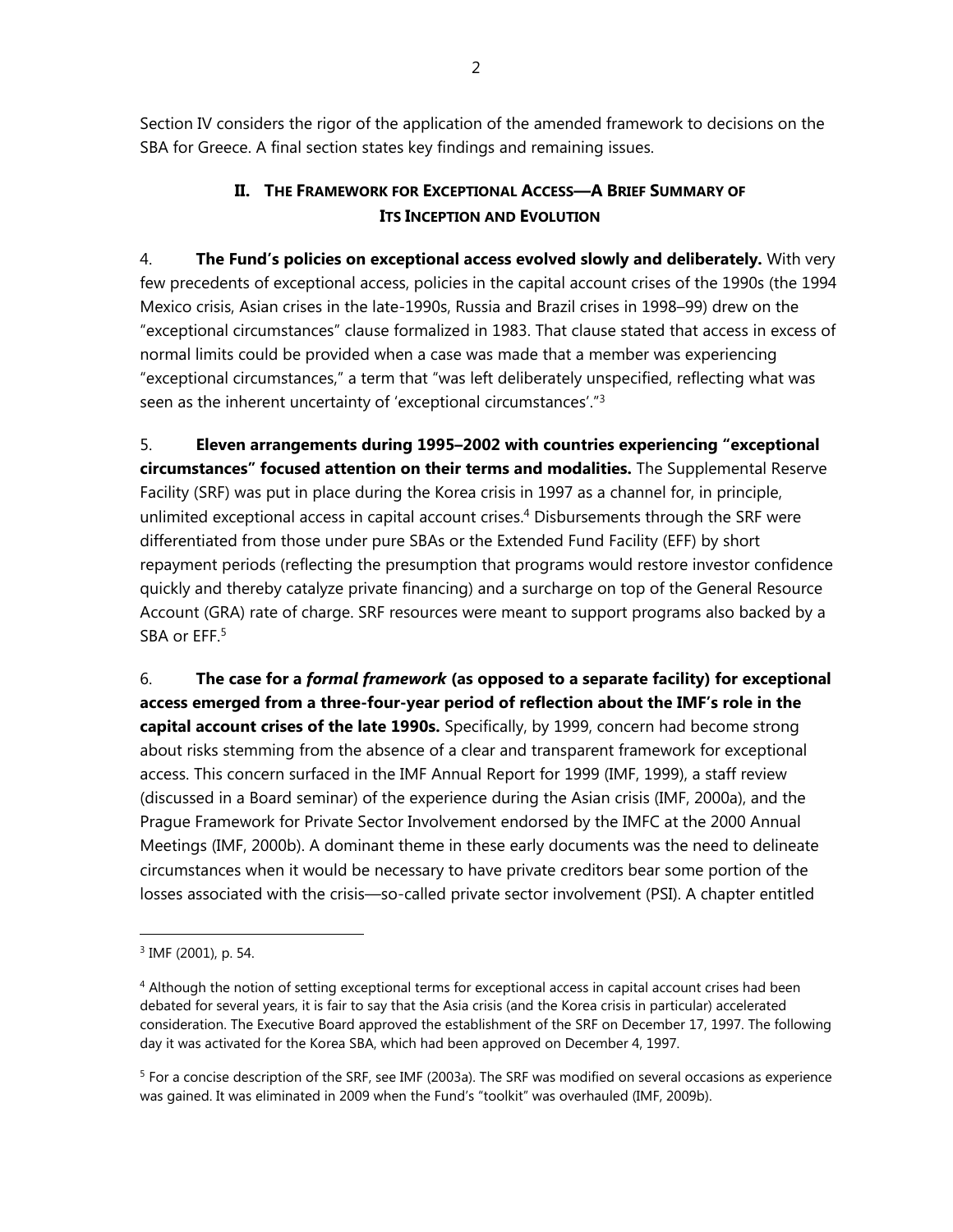Section IV considers the rigor of the application of the amended framework to decisions on the SBA for Greece. A final section states key findings and remaining issues.

## II. THE FRAMEWORK FOR EXCEPTIONAL ACCESS—A BRIEF SUMMARY OF ITS INCEPTION AND EVOLUTION

4. **The Fund's policies on exceptional access evolved slowly and deliberately.** With very few precedents of exceptional access, policies in the capital account crises of the 1990s (the 1994 Mexico crisis, Asian crises in the late-1990s, Russia and Brazil crises in 1998–99) drew on the "exceptional circumstances" clause formalized in 1983. That clause stated that access in excess of normal limits could be provided when a case was made that a member was experiencing "exceptional circumstances," a term that "was left deliberately unspecified, reflecting what was seen as the inherent uncertainty of 'exceptional circumstances'."[3]

5. **Eleven arrangements during 1995–2002 with countries experiencing "exceptional circumstances" focused attention on their terms and modalities.** The Supplemental Reserve Facility (SRF) was put in place during the Korea crisis in 1997 as a channel for, in principle, unlimited exceptional access in capital account crises.[4] Disbursements through the SRF were differentiated from those under pure SBAs or the Extended Fund Facility (EFF) by short repayment periods (reflecting the presumption that programs would restore investor confidence quickly and thereby catalyze private financing) and a surcharge on top of the General Resource Account (GRA) rate of charge. SRF resources were meant to support programs also backed by a SBA or EFF.[5]

6. **The case for a *formal framework* (as opposed to a separate facility) for exceptional access emerged from a three-four-year period of reflection about the IMF's role in the capital account crises of the late 1990s.** Specifically, by 1999, concern had become strong about risks stemming from the absence of a clear and transparent framework for exceptional access. This concern surfaced in the IMF Annual Report for 1999 (IMF, 1999), a staff review (discussed in a Board seminar) of the experience during the Asian crisis (IMF, 2000a), and the Prague Framework for Private Sector Involvement endorsed by the IMFC at the 2000 Annual Meetings (IMF, 2000b). A dominant theme in these early documents was the need to delineate circumstances when it would be necessary to have private creditors bear some portion of the losses associated with the crisis—so-called private sector involvement (PSI). A chapter entitled

---

[3] IMF (2001), p. 54.

[4] Although the notion of setting exceptional terms for exceptional access in capital account crises had been debated for several years, it is fair to say that the Asia crisis (and the Korea crisis in particular) accelerated consideration. The Executive Board approved the establishment of the SRF on December 17, 1997. The following day it was activated for the Korea SBA, which had been approved on December 4, 1997.

[5] For a concise description of the SRF, see IMF (2003a). The SRF was modified on several occasions as experience was gained. It was eliminated in 2009 when the Fund's "toolkit" was overhauled (IMF, 2009b).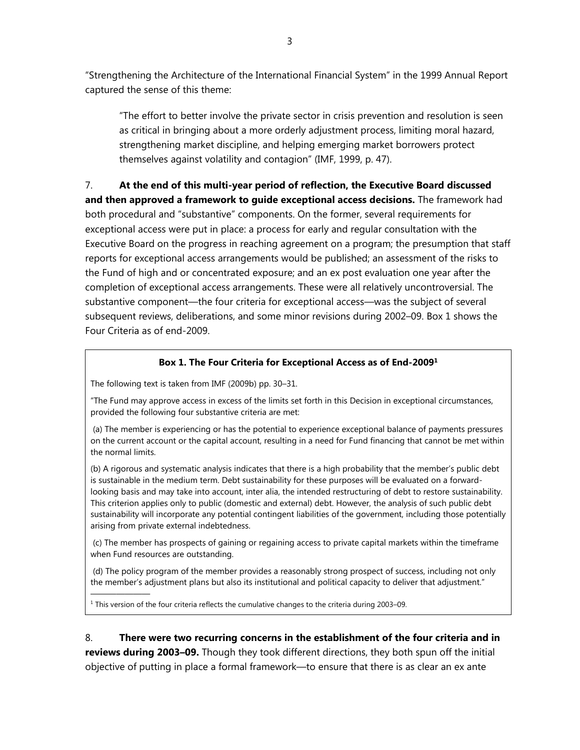"Strengthening the Architecture of the International Financial System" in the 1999 Annual Report captured the sense of this theme:

> "The effort to better involve the private sector in crisis prevention and resolution is seen as critical in bringing about a more orderly adjustment process, limiting moral hazard, strengthening market discipline, and helping emerging market borrowers protect themselves against volatility and contagion" (IMF, 1999, p. 47).

7. **At the end of this multi-year period of reflection, the Executive Board discussed and then approved a framework to guide exceptional access decisions.** The framework had both procedural and "substantive" components. On the former, several requirements for exceptional access were put in place: a process for early and regular consultation with the Executive Board on the progress in reaching agreement on a program; the presumption that staff reports for exceptional access arrangements would be published; an assessment of the risks to the Fund of high and or concentrated exposure; and an ex post evaluation one year after the completion of exceptional access arrangements. These were all relatively uncontroversial. The substantive component—the four criteria for exceptional access—was the subject of several subsequent reviews, deliberations, and some minor revisions during 2002–09. Box 1 shows the Four Criteria as of end-2009.

**Box 1. The Four Criteria for Exceptional Access as of End-2009[1]**

The following text is taken from IMF (2009b) pp. 30–31.

"The Fund may approve access in excess of the limits set forth in this Decision in exceptional circumstances, provided the following four substantive criteria are met:

(a) The member is experiencing or has the potential to experience exceptional balance of payments pressures on the current account or the capital account, resulting in a need for Fund financing that cannot be met within the normal limits.

(b) A rigorous and systematic analysis indicates that there is a high probability that the member's public debt is sustainable in the medium term. Debt sustainability for these purposes will be evaluated on a forward-looking basis and may take into account, inter alia, the intended restructuring of debt to restore sustainability. This criterion applies only to public (domestic and external) debt. However, the analysis of such public debt sustainability will incorporate any potential contingent liabilities of the government, including those potentially arising from private external indebtedness.

(c) The member has prospects of gaining or regaining access to private capital markets within the timeframe when Fund resources are outstanding.

(d) The policy program of the member provides a reasonably strong prospect of success, including not only the member's adjustment plans but also its institutional and political capacity to deliver that adjustment."

[1] This version of the four criteria reflects the cumulative changes to the criteria during 2003–09.

8. **There were two recurring concerns in the establishment of the four criteria and in reviews during 2003–09.** Though they took different directions, they both spun off the initial objective of putting in place a formal framework—to ensure that there is as clear an ex ante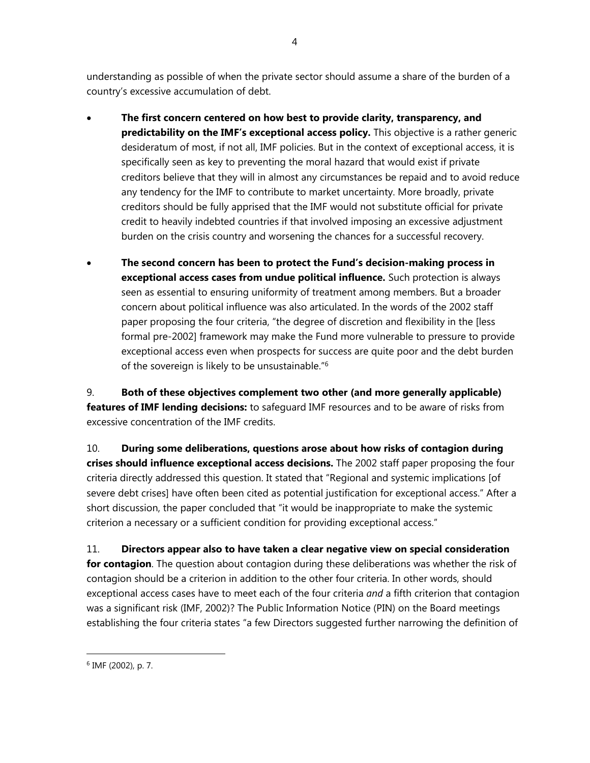understanding as possible of when the private sector should assume a share of the burden of a country's excessive accumulation of debt.

- **The first concern centered on how best to provide clarity, transparency, and predictability on the IMF's exceptional access policy.** This objective is a rather generic desideratum of most, if not all, IMF policies. But in the context of exceptional access, it is specifically seen as key to preventing the moral hazard that would exist if private creditors believe that they will in almost any circumstances be repaid and to avoid reduce any tendency for the IMF to contribute to market uncertainty. More broadly, private creditors should be fully apprised that the IMF would not substitute official for private credit to heavily indebted countries if that involved imposing an excessive adjustment burden on the crisis country and worsening the chances for a successful recovery.

- **The second concern has been to protect the Fund's decision-making process in exceptional access cases from undue political influence.** Such protection is always seen as essential to ensuring uniformity of treatment among members. But a broader concern about political influence was also articulated. In the words of the 2002 staff paper proposing the four criteria, "the degree of discretion and flexibility in the [less formal pre-2002] framework may make the Fund more vulnerable to pressure to provide exceptional access even when prospects for success are quite poor and the debt burden of the sovereign is likely to be unsustainable."[6]

9. **Both of these objectives complement two other (and more generally applicable) features of IMF lending decisions:** to safeguard IMF resources and to be aware of risks from excessive concentration of the IMF credits.

10. **During some deliberations, questions arose about how risks of contagion during crises should influence exceptional access decisions.** The 2002 staff paper proposing the four criteria directly addressed this question. It stated that "Regional and systemic implications [of severe debt crises] have often been cited as potential justification for exceptional access." After a short discussion, the paper concluded that "it would be inappropriate to make the systemic criterion a necessary or a sufficient condition for providing exceptional access."

11. **Directors appear also to have taken a clear negative view on special consideration for contagion**. The question about contagion during these deliberations was whether the risk of contagion should be a criterion in addition to the other four criteria. In other words, should exceptional access cases have to meet each of the four criteria *and* a fifth criterion that contagion was a significant risk (IMF, 2002)? The Public Information Notice (PIN) on the Board meetings establishing the four criteria states "a few Directors suggested further narrowing the definition of

[6] IMF (2002), p. 7.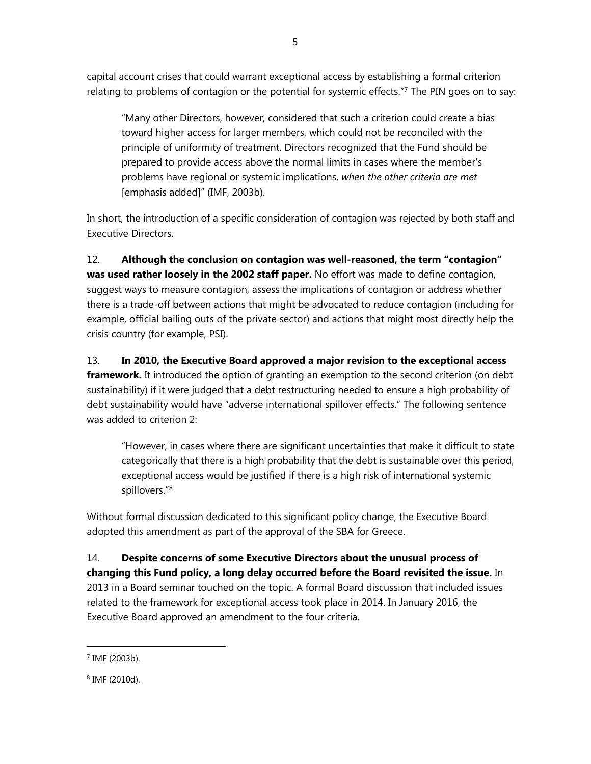capital account crises that could warrant exceptional access by establishing a formal criterion relating to problems of contagion or the potential for systemic effects."[7] The PIN goes on to say:

> "Many other Directors, however, considered that such a criterion could create a bias toward higher access for larger members, which could not be reconciled with the principle of uniformity of treatment. Directors recognized that the Fund should be prepared to provide access above the normal limits in cases where the member's problems have regional or systemic implications, *when the other criteria are met* [emphasis added]" (IMF, 2003b).

In short, the introduction of a specific consideration of contagion was rejected by both staff and Executive Directors.

12. **Although the conclusion on contagion was well-reasoned, the term "contagion" was used rather loosely in the 2002 staff paper.** No effort was made to define contagion, suggest ways to measure contagion, assess the implications of contagion or address whether there is a trade-off between actions that might be advocated to reduce contagion (including for example, official bailing outs of the private sector) and actions that might most directly help the crisis country (for example, PSI).

13. **In 2010, the Executive Board approved a major revision to the exceptional access framework.** It introduced the option of granting an exemption to the second criterion (on debt sustainability) if it were judged that a debt restructuring needed to ensure a high probability of debt sustainability would have "adverse international spillover effects." The following sentence was added to criterion 2:

> "However, in cases where there are significant uncertainties that make it difficult to state categorically that there is a high probability that the debt is sustainable over this period, exceptional access would be justified if there is a high risk of international systemic spillovers."[8]

Without formal discussion dedicated to this significant policy change, the Executive Board adopted this amendment as part of the approval of the SBA for Greece.

14. **Despite concerns of some Executive Directors about the unusual process of changing this Fund policy, a long delay occurred before the Board revisited the issue.** In 2013 in a Board seminar touched on the topic. A formal Board discussion that included issues related to the framework for exceptional access took place in 2014. In January 2016, the Executive Board approved an amendment to the four criteria.

[7] IMF (2003b).

[8] IMF (2010d).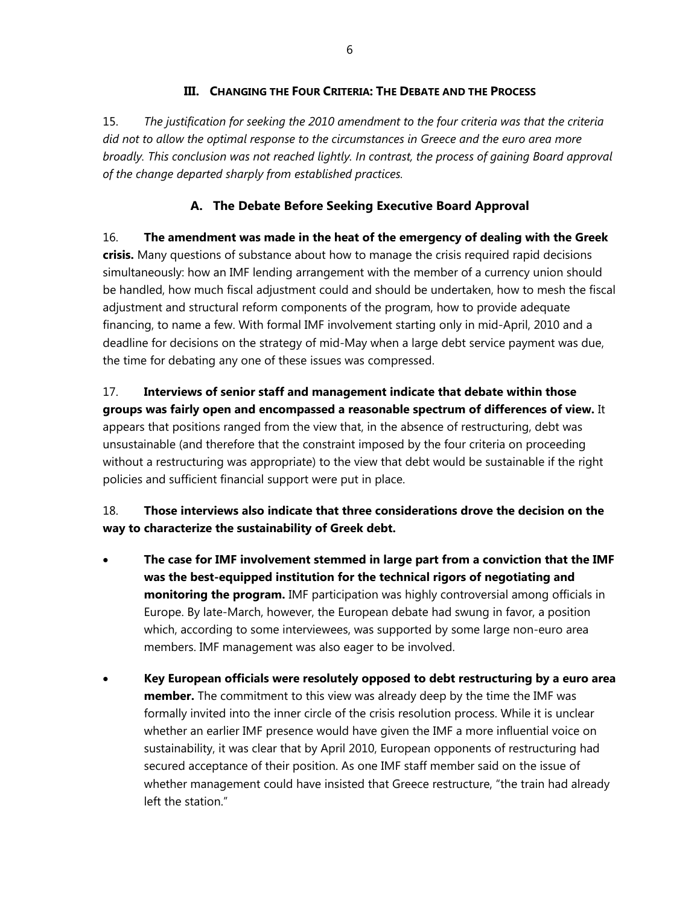## III. Changing the Four Criteria: The Debate and the Process

15. *The justification for seeking the 2010 amendment to the four criteria was that the criteria did not to allow the optimal response to the circumstances in Greece and the euro area more broadly. This conclusion was not reached lightly. In contrast, the process of gaining Board approval of the change departed sharply from established practices.*

### A. The Debate Before Seeking Executive Board Approval

16. **The amendment was made in the heat of the emergency of dealing with the Greek crisis.** Many questions of substance about how to manage the crisis required rapid decisions simultaneously: how an IMF lending arrangement with the member of a currency union should be handled, how much fiscal adjustment could and should be undertaken, how to mesh the fiscal adjustment and structural reform components of the program, how to provide adequate financing, to name a few. With formal IMF involvement starting only in mid-April, 2010 and a deadline for decisions on the strategy of mid-May when a large debt service payment was due, the time for debating any one of these issues was compressed.

17. **Interviews of senior staff and management indicate that debate within those groups was fairly open and encompassed a reasonable spectrum of differences of view.** It appears that positions ranged from the view that, in the absence of restructuring, debt was unsustainable (and therefore that the constraint imposed by the four criteria on proceeding without a restructuring was appropriate) to the view that debt would be sustainable if the right policies and sufficient financial support were put in place.

18. **Those interviews also indicate that three considerations drove the decision on the way to characterize the sustainability of Greek debt.**

- **The case for IMF involvement stemmed in large part from a conviction that the IMF was the best-equipped institution for the technical rigors of negotiating and monitoring the program.** IMF participation was highly controversial among officials in Europe. By late-March, however, the European debate had swung in favor, a position which, according to some interviewees, was supported by some large non-euro area members. IMF management was also eager to be involved.

- **Key European officials were resolutely opposed to debt restructuring by a euro area member.** The commitment to this view was already deep by the time the IMF was formally invited into the inner circle of the crisis resolution process. While it is unclear whether an earlier IMF presence would have given the IMF a more influential voice on sustainability, it was clear that by April 2010, European opponents of restructuring had secured acceptance of their position. As one IMF staff member said on the issue of whether management could have insisted that Greece restructure, "the train had already left the station."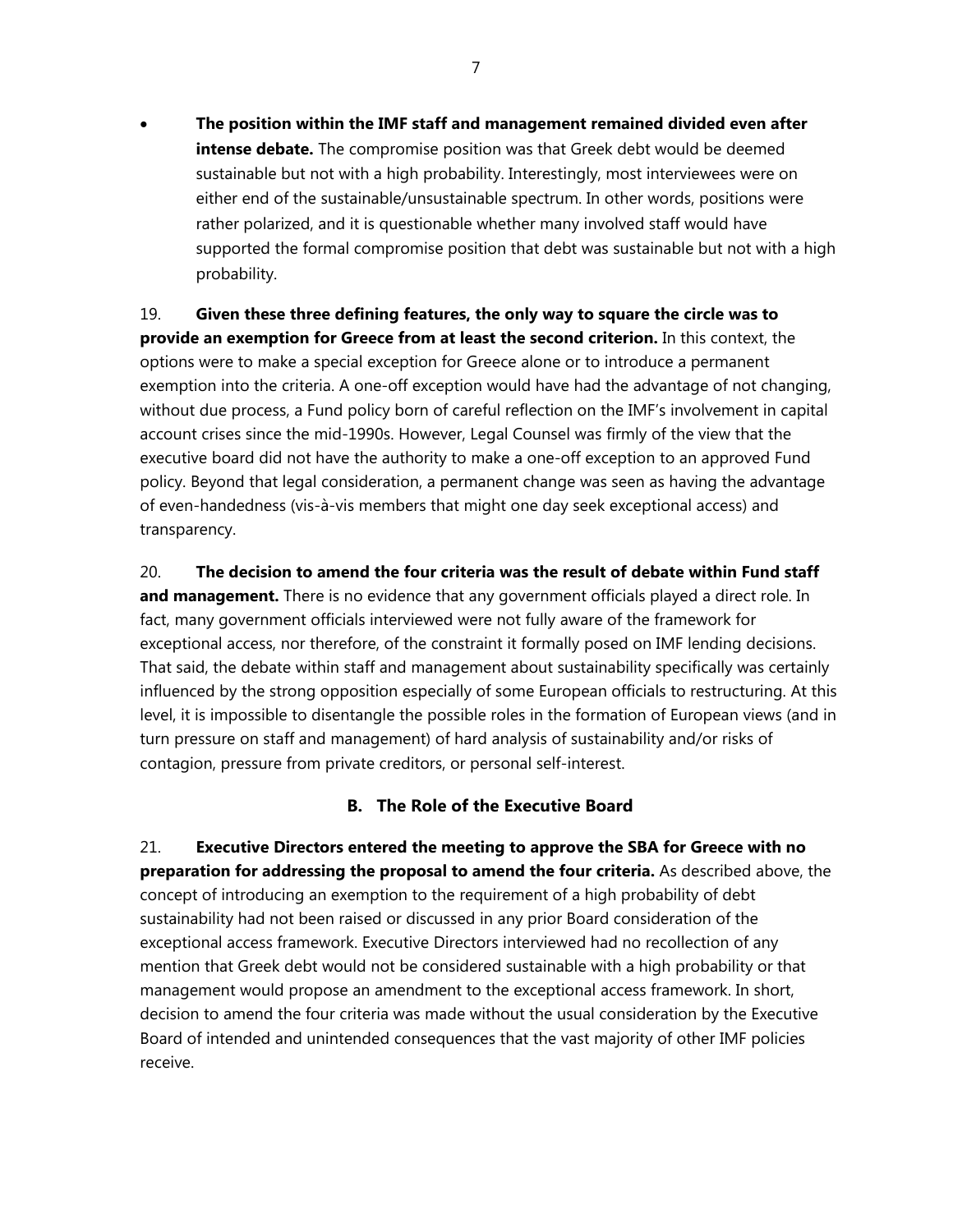- **The position within the IMF staff and management remained divided even after intense debate.** The compromise position was that Greek debt would be deemed sustainable but not with a high probability. Interestingly, most interviewees were on either end of the sustainable/unsustainable spectrum. In other words, positions were rather polarized, and it is questionable whether many involved staff would have supported the formal compromise position that debt was sustainable but not with a high probability.

19. **Given these three defining features, the only way to square the circle was to provide an exemption for Greece from at least the second criterion.** In this context, the options were to make a special exception for Greece alone or to introduce a permanent exemption into the criteria. A one-off exception would have had the advantage of not changing, without due process, a Fund policy born of careful reflection on the IMF's involvement in capital account crises since the mid-1990s. However, Legal Counsel was firmly of the view that the executive board did not have the authority to make a one-off exception to an approved Fund policy. Beyond that legal consideration, a permanent change was seen as having the advantage of even-handedness (vis-à-vis members that might one day seek exceptional access) and transparency.

20. **The decision to amend the four criteria was the result of debate within Fund staff and management.** There is no evidence that any government officials played a direct role. In fact, many government officials interviewed were not fully aware of the framework for exceptional access, nor therefore, of the constraint it formally posed on IMF lending decisions. That said, the debate within staff and management about sustainability specifically was certainly influenced by the strong opposition especially of some European officials to restructuring. At this level, it is impossible to disentangle the possible roles in the formation of European views (and in turn pressure on staff and management) of hard analysis of sustainability and/or risks of contagion, pressure from private creditors, or personal self-interest.

## B. The Role of the Executive Board

21. **Executive Directors entered the meeting to approve the SBA for Greece with no preparation for addressing the proposal to amend the four criteria.** As described above, the concept of introducing an exemption to the requirement of a high probability of debt sustainability had not been raised or discussed in any prior Board consideration of the exceptional access framework. Executive Directors interviewed had no recollection of any mention that Greek debt would not be considered sustainable with a high probability or that management would propose an amendment to the exceptional access framework. In short, decision to amend the four criteria was made without the usual consideration by the Executive Board of intended and unintended consequences that the vast majority of other IMF policies receive.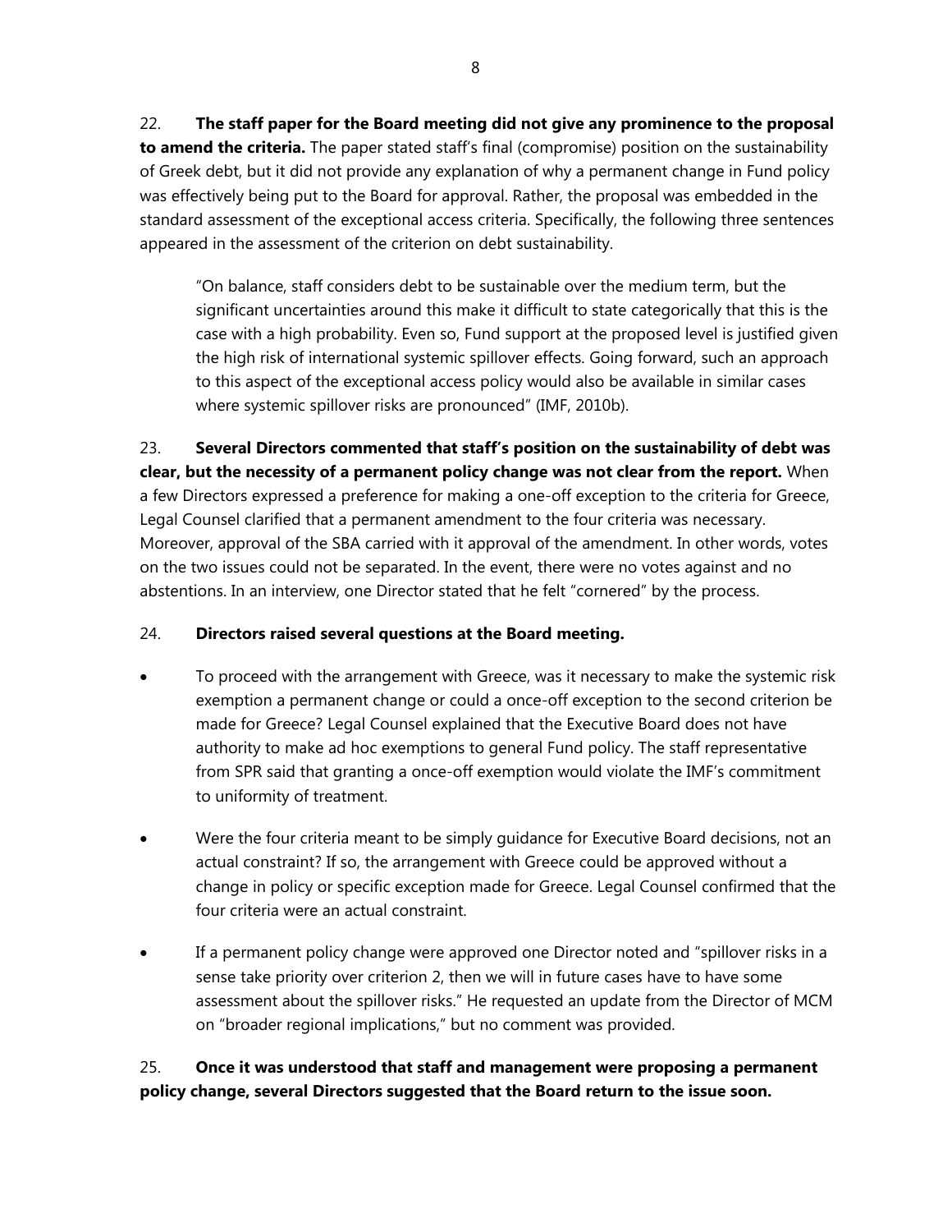22. **The staff paper for the Board meeting did not give any prominence to the proposal to amend the criteria.** The paper stated staff's final (compromise) position on the sustainability of Greek debt, but it did not provide any explanation of why a permanent change in Fund policy was effectively being put to the Board for approval. Rather, the proposal was embedded in the standard assessment of the exceptional access criteria. Specifically, the following three sentences appeared in the assessment of the criterion on debt sustainability.

> "On balance, staff considers debt to be sustainable over the medium term, but the significant uncertainties around this make it difficult to state categorically that this is the case with a high probability. Even so, Fund support at the proposed level is justified given the high risk of international systemic spillover effects. Going forward, such an approach to this aspect of the exceptional access policy would also be available in similar cases where systemic spillover risks are pronounced" (IMF, 2010b).

23. **Several Directors commented that staff's position on the sustainability of debt was clear, but the necessity of a permanent policy change was not clear from the report.** When a few Directors expressed a preference for making a one-off exception to the criteria for Greece, Legal Counsel clarified that a permanent amendment to the four criteria was necessary. Moreover, approval of the SBA carried with it approval of the amendment. In other words, votes on the two issues could not be separated. In the event, there were no votes against and no abstentions. In an interview, one Director stated that he felt "cornered" by the process.

24. **Directors raised several questions at the Board meeting.**

- To proceed with the arrangement with Greece, was it necessary to make the systemic risk exemption a permanent change or could a once-off exception to the second criterion be made for Greece? Legal Counsel explained that the Executive Board does not have authority to make ad hoc exemptions to general Fund policy. The staff representative from SPR said that granting a once-off exemption would violate the IMF's commitment to uniformity of treatment.
- Were the four criteria meant to be simply guidance for Executive Board decisions, not an actual constraint? If so, the arrangement with Greece could be approved without a change in policy or specific exception made for Greece. Legal Counsel confirmed that the four criteria were an actual constraint.
- If a permanent policy change were approved one Director noted and "spillover risks in a sense take priority over criterion 2, then we will in future cases have to have some assessment about the spillover risks." He requested an update from the Director of MCM on "broader regional implications," but no comment was provided.

25. **Once it was understood that staff and management were proposing a permanent policy change, several Directors suggested that the Board return to the issue soon.**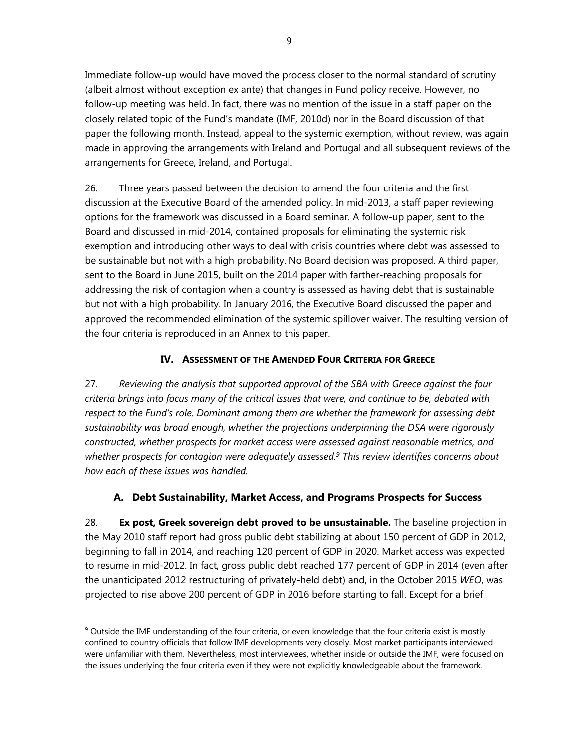Immediate follow-up would have moved the process closer to the normal standard of scrutiny (albeit almost without exception ex ante) that changes in Fund policy receive. However, no follow-up meeting was held. In fact, there was no mention of the issue in a staff paper on the closely related topic of the Fund's mandate (IMF, 2010d) nor in the Board discussion of that paper the following month. Instead, appeal to the systemic exemption, without review, was again made in approving the arrangements with Ireland and Portugal and all subsequent reviews of the arrangements for Greece, Ireland, and Portugal.

26. Three years passed between the decision to amend the four criteria and the first discussion at the Executive Board of the amended policy. In mid-2013, a staff paper reviewing options for the framework was discussed in a Board seminar. A follow-up paper, sent to the Board and discussed in mid-2014, contained proposals for eliminating the systemic risk exemption and introducing other ways to deal with crisis countries where debt was assessed to be sustainable but not with a high probability. No Board decision was proposed. A third paper, sent to the Board in June 2015, built on the 2014 paper with farther-reaching proposals for addressing the risk of contagion when a country is assessed as having debt that is sustainable but not with a high probability. In January 2016, the Executive Board discussed the paper and approved the recommended elimination of the systemic spillover waiver. The resulting version of the four criteria is reproduced in an Annex to this paper.

## IV. Assessment of the Amended Four Criteria for Greece

27. *Reviewing the analysis that supported approval of the SBA with Greece against the four criteria brings into focus many of the critical issues that were, and continue to be, debated with respect to the Fund's role. Dominant among them are whether the framework for assessing debt sustainability was broad enough, whether the projections underpinning the DSA were rigorously constructed, whether prospects for market access were assessed against reasonable metrics, and whether prospects for contagion were adequately assessed.*[9] *This review identifies concerns about how each of these issues was handled.*

### A. Debt Sustainability, Market Access, and Programs Prospects for Success

28. **Ex post, Greek sovereign debt proved to be unsustainable.** The baseline projection in the May 2010 staff report had gross public debt stabilizing at about 150 percent of GDP in 2012, beginning to fall in 2014, and reaching 120 percent of GDP in 2020. Market access was expected to resume in mid-2012. In fact, gross public debt reached 177 percent of GDP in 2014 (even after the unanticipated 2012 restructuring of privately-held debt) and, in the October 2015 *WEO*, was projected to rise above 200 percent of GDP in 2016 before starting to fall. Except for a brief

---

[9] Outside the IMF understanding of the four criteria, or even knowledge that the four criteria exist is mostly confined to country officials that follow IMF developments very closely. Most market participants interviewed were unfamiliar with them. Nevertheless, most interviewees, whether inside or outside the IMF, were focused on the issues underlying the four criteria even if they were not explicitly knowledgeable about the framework.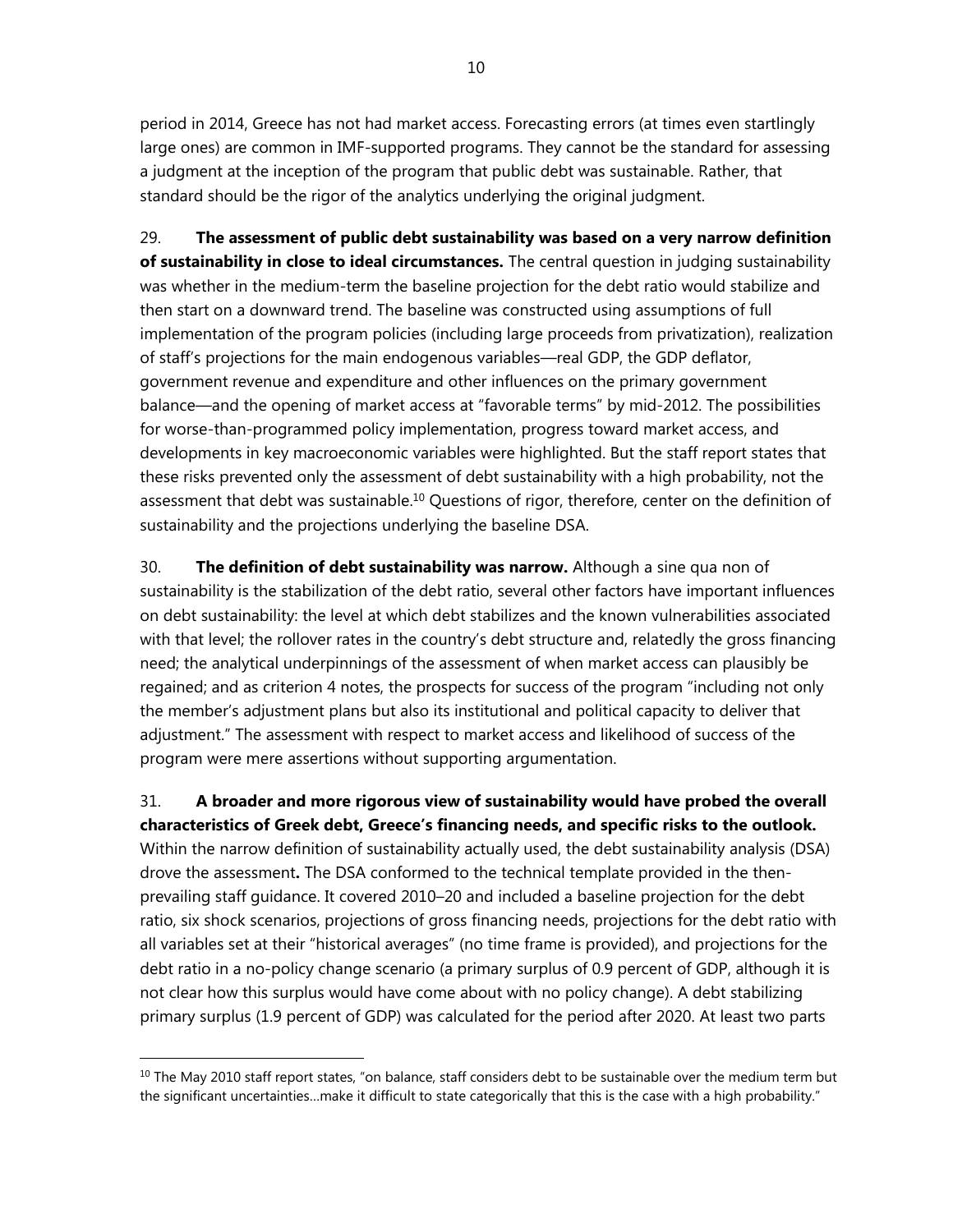period in 2014, Greece has not had market access. Forecasting errors (at times even startlingly large ones) are common in IMF-supported programs. They cannot be the standard for assessing a judgment at the inception of the program that public debt was sustainable. Rather, that standard should be the rigor of the analytics underlying the original judgment.

29. **The assessment of public debt sustainability was based on a very narrow definition of sustainability in close to ideal circumstances.** The central question in judging sustainability was whether in the medium-term the baseline projection for the debt ratio would stabilize and then start on a downward trend. The baseline was constructed using assumptions of full implementation of the program policies (including large proceeds from privatization), realization of staff's projections for the main endogenous variables—real GDP, the GDP deflator, government revenue and expenditure and other influences on the primary government balance—and the opening of market access at "favorable terms" by mid-2012. The possibilities for worse-than-programmed policy implementation, progress toward market access, and developments in key macroeconomic variables were highlighted. But the staff report states that these risks prevented only the assessment of debt sustainability with a high probability, not the assessment that debt was sustainable.[10] Questions of rigor, therefore, center on the definition of sustainability and the projections underlying the baseline DSA.

30. **The definition of debt sustainability was narrow.** Although a sine qua non of sustainability is the stabilization of the debt ratio, several other factors have important influences on debt sustainability: the level at which debt stabilizes and the known vulnerabilities associated with that level; the rollover rates in the country's debt structure and, relatedly the gross financing need; the analytical underpinnings of the assessment of when market access can plausibly be regained; and as criterion 4 notes, the prospects for success of the program "including not only the member's adjustment plans but also its institutional and political capacity to deliver that adjustment." The assessment with respect to market access and likelihood of success of the program were mere assertions without supporting argumentation.

31. **A broader and more rigorous view of sustainability would have probed the overall characteristics of Greek debt, Greece's financing needs, and specific risks to the outlook.** Within the narrow definition of sustainability actually used, the debt sustainability analysis (DSA) drove the assessment**.** The DSA conformed to the technical template provided in the then-prevailing staff guidance. It covered 2010–20 and included a baseline projection for the debt ratio, six shock scenarios, projections of gross financing needs, projections for the debt ratio with all variables set at their "historical averages" (no time frame is provided), and projections for the debt ratio in a no-policy change scenario (a primary surplus of 0.9 percent of GDP, although it is not clear how this surplus would have come about with no policy change). A debt stabilizing primary surplus (1.9 percent of GDP) was calculated for the period after 2020. At least two parts

---

[10] The May 2010 staff report states, "on balance, staff considers debt to be sustainable over the medium term but the significant uncertainties…make it difficult to state categorically that this is the case with a high probability."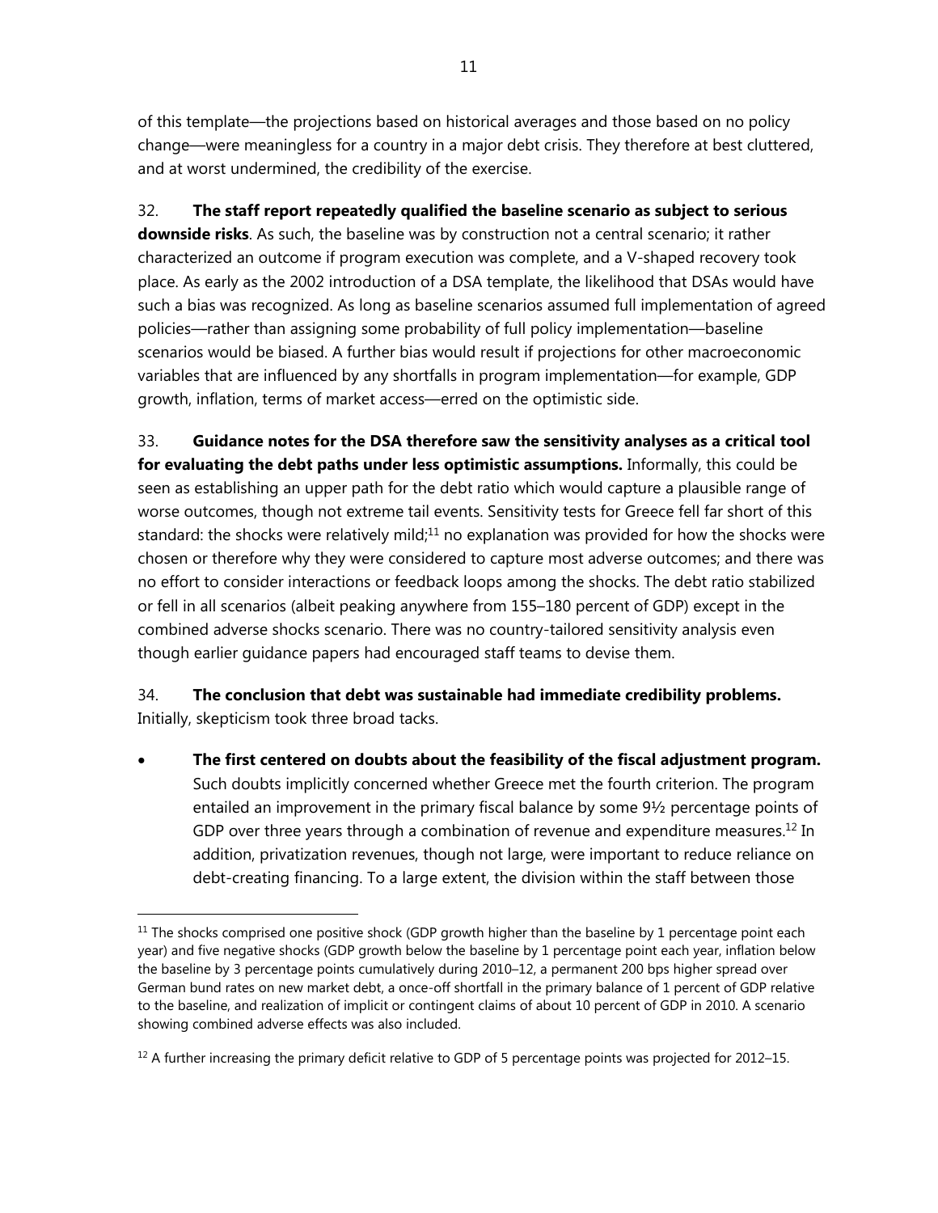of this template—the projections based on historical averages and those based on no policy change—were meaningless for a country in a major debt crisis. They therefore at best cluttered, and at worst undermined, the credibility of the exercise.

32. **The staff report repeatedly qualified the baseline scenario as subject to serious downside risks**. As such, the baseline was by construction not a central scenario; it rather characterized an outcome if program execution was complete, and a V-shaped recovery took place. As early as the 2002 introduction of a DSA template, the likelihood that DSAs would have such a bias was recognized. As long as baseline scenarios assumed full implementation of agreed policies—rather than assigning some probability of full policy implementation—baseline scenarios would be biased. A further bias would result if projections for other macroeconomic variables that are influenced by any shortfalls in program implementation—for example, GDP growth, inflation, terms of market access—erred on the optimistic side.

33. **Guidance notes for the DSA therefore saw the sensitivity analyses as a critical tool for evaluating the debt paths under less optimistic assumptions.** Informally, this could be seen as establishing an upper path for the debt ratio which would capture a plausible range of worse outcomes, though not extreme tail events. Sensitivity tests for Greece fell far short of this standard: the shocks were relatively mild;[11] no explanation was provided for how the shocks were chosen or therefore why they were considered to capture most adverse outcomes; and there was no effort to consider interactions or feedback loops among the shocks. The debt ratio stabilized or fell in all scenarios (albeit peaking anywhere from 155–180 percent of GDP) except in the combined adverse shocks scenario. There was no country-tailored sensitivity analysis even though earlier guidance papers had encouraged staff teams to devise them.

34. **The conclusion that debt was sustainable had immediate credibility problems.** Initially, skepticism took three broad tacks.

- **The first centered on doubts about the feasibility of the fiscal adjustment program.** Such doubts implicitly concerned whether Greece met the fourth criterion. The program entailed an improvement in the primary fiscal balance by some 9½ percentage points of GDP over three years through a combination of revenue and expenditure measures.[12] In addition, privatization revenues, though not large, were important to reduce reliance on debt-creating financing. To a large extent, the division within the staff between those

---

[11] The shocks comprised one positive shock (GDP growth higher than the baseline by 1 percentage point each year) and five negative shocks (GDP growth below the baseline by 1 percentage point each year, inflation below the baseline by 3 percentage points cumulatively during 2010–12, a permanent 200 bps higher spread over German bund rates on new market debt, a once-off shortfall in the primary balance of 1 percent of GDP relative to the baseline, and realization of implicit or contingent claims of about 10 percent of GDP in 2010. A scenario showing combined adverse effects was also included.

[12] A further increasing the primary deficit relative to GDP of 5 percentage points was projected for 2012–15.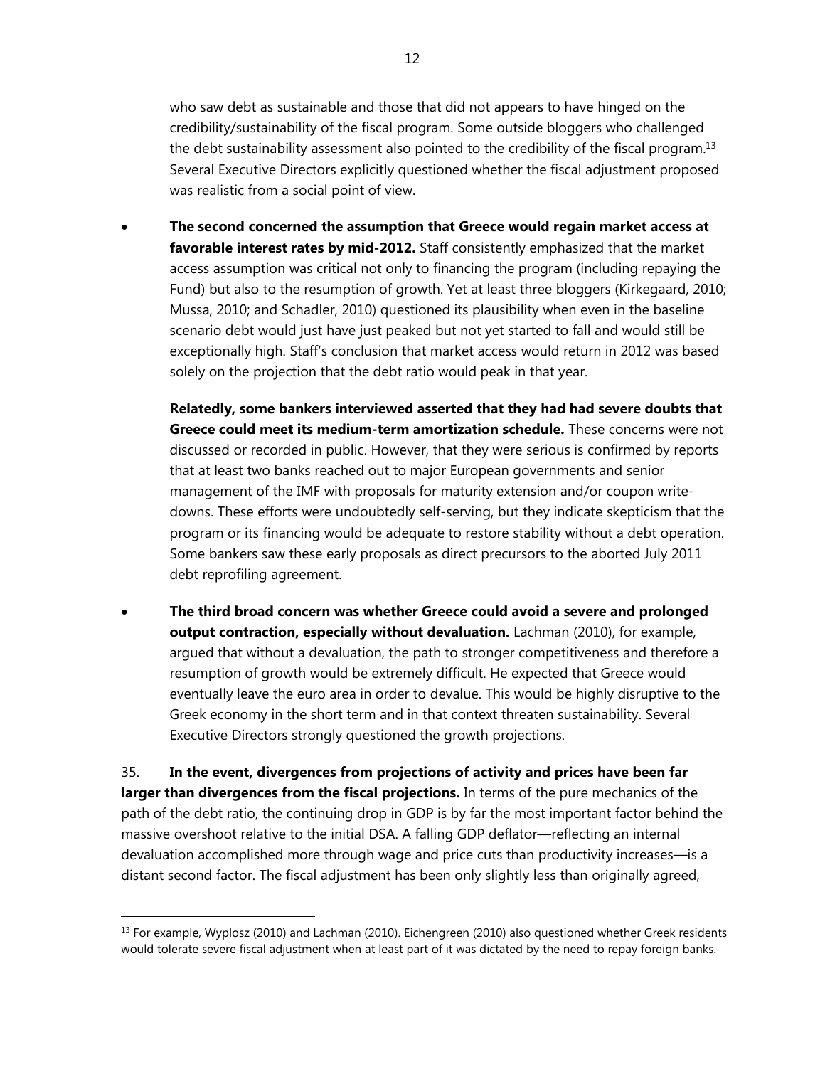who saw debt as sustainable and those that did not appears to have hinged on the credibility/sustainability of the fiscal program. Some outside bloggers who challenged the debt sustainability assessment also pointed to the credibility of the fiscal program.[13] Several Executive Directors explicitly questioned whether the fiscal adjustment proposed was realistic from a social point of view.

- **The second concerned the assumption that Greece would regain market access at favorable interest rates by mid-2012.** Staff consistently emphasized that the market access assumption was critical not only to financing the program (including repaying the Fund) but also to the resumption of growth. Yet at least three bloggers (Kirkegaard, 2010; Mussa, 2010; and Schadler, 2010) questioned its plausibility when even in the baseline scenario debt would just have just peaked but not yet started to fall and would still be exceptionally high. Staff's conclusion that market access would return in 2012 was based solely on the projection that the debt ratio would peak in that year.

  **Relatedly, some bankers interviewed asserted that they had had severe doubts that Greece could meet its medium-term amortization schedule.** These concerns were not discussed or recorded in public. However, that they were serious is confirmed by reports that at least two banks reached out to major European governments and senior management of the IMF with proposals for maturity extension and/or coupon write-downs. These efforts were undoubtedly self-serving, but they indicate skepticism that the program or its financing would be adequate to restore stability without a debt operation. Some bankers saw these early proposals as direct precursors to the aborted July 2011 debt reprofiling agreement.

- **The third broad concern was whether Greece could avoid a severe and prolonged output contraction, especially without devaluation.** Lachman (2010), for example, argued that without a devaluation, the path to stronger competitiveness and therefore a resumption of growth would be extremely difficult. He expected that Greece would eventually leave the euro area in order to devalue. This would be highly disruptive to the Greek economy in the short term and in that context threaten sustainability. Several Executive Directors strongly questioned the growth projections.

35. **In the event, divergences from projections of activity and prices have been far larger than divergences from the fiscal projections.** In terms of the pure mechanics of the path of the debt ratio, the continuing drop in GDP is by far the most important factor behind the massive overshoot relative to the initial DSA. A falling GDP deflator—reflecting an internal devaluation accomplished more through wage and price cuts than productivity increases—is a distant second factor. The fiscal adjustment has been only slightly less than originally agreed,

[13] For example, Wyplosz (2010) and Lachman (2010). Eichengreen (2010) also questioned whether Greek residents would tolerate severe fiscal adjustment when at least part of it was dictated by the need to repay foreign banks.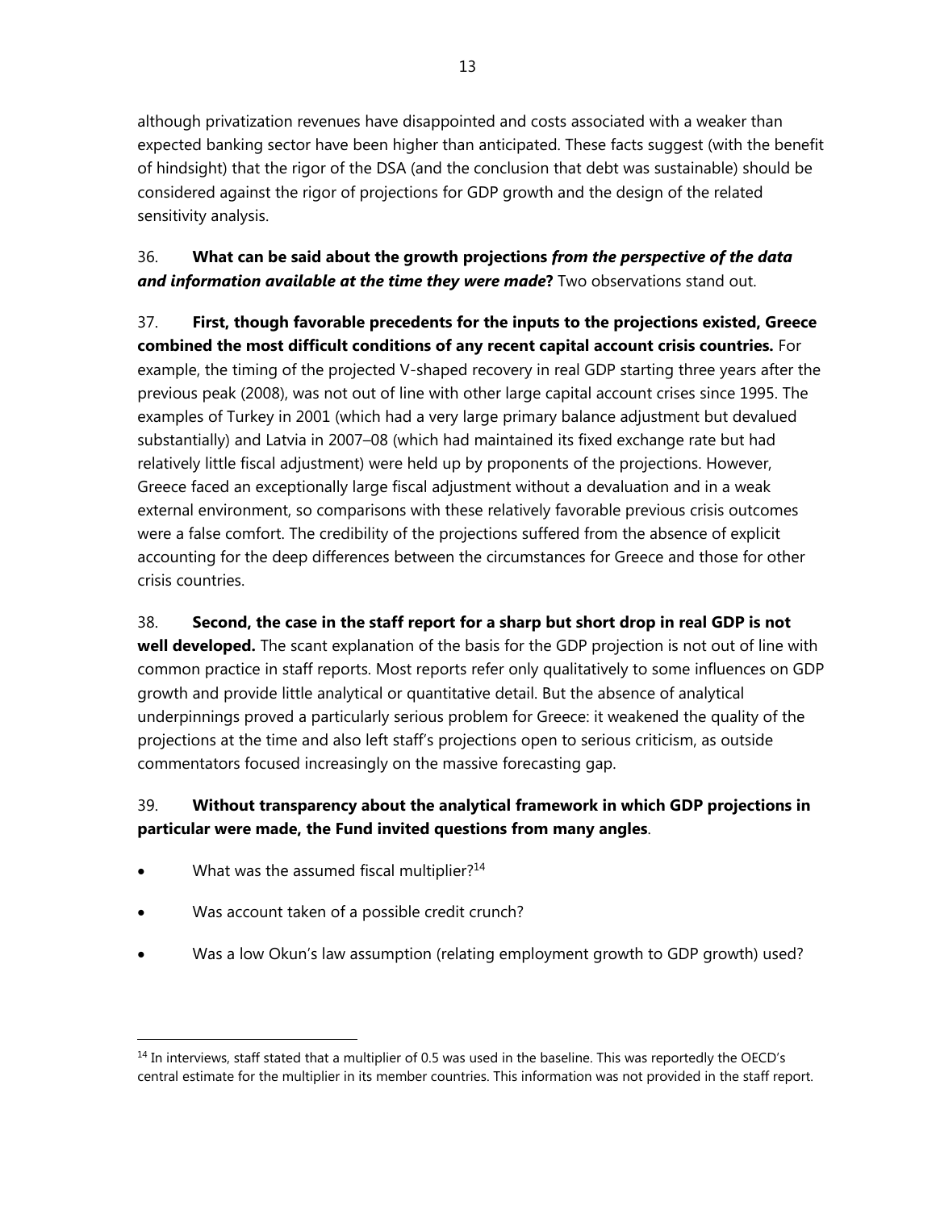although privatization revenues have disappointed and costs associated with a weaker than expected banking sector have been higher than anticipated. These facts suggest (with the benefit of hindsight) that the rigor of the DSA (and the conclusion that debt was sustainable) should be considered against the rigor of projections for GDP growth and the design of the related sensitivity analysis.

36. **What can be said about the growth projections *from the perspective of the data and information available at the time they were made*?** Two observations stand out.

37. **First, though favorable precedents for the inputs to the projections existed, Greece combined the most difficult conditions of any recent capital account crisis countries.** For example, the timing of the projected V-shaped recovery in real GDP starting three years after the previous peak (2008), was not out of line with other large capital account crises since 1995. The examples of Turkey in 2001 (which had a very large primary balance adjustment but devalued substantially) and Latvia in 2007–08 (which had maintained its fixed exchange rate but had relatively little fiscal adjustment) were held up by proponents of the projections. However, Greece faced an exceptionally large fiscal adjustment without a devaluation and in a weak external environment, so comparisons with these relatively favorable previous crisis outcomes were a false comfort. The credibility of the projections suffered from the absence of explicit accounting for the deep differences between the circumstances for Greece and those for other crisis countries.

38. **Second, the case in the staff report for a sharp but short drop in real GDP is not well developed.** The scant explanation of the basis for the GDP projection is not out of line with common practice in staff reports. Most reports refer only qualitatively to some influences on GDP growth and provide little analytical or quantitative detail. But the absence of analytical underpinnings proved a particularly serious problem for Greece: it weakened the quality of the projections at the time and also left staff's projections open to serious criticism, as outside commentators focused increasingly on the massive forecasting gap.

39. **Without transparency about the analytical framework in which GDP projections in particular were made, the Fund invited questions from many angles**.

- What was the assumed fiscal multiplier?[14]
- Was account taken of a possible credit crunch?
- Was a low Okun's law assumption (relating employment growth to GDP growth) used?

---

[14] In interviews, staff stated that a multiplier of 0.5 was used in the baseline. This was reportedly the OECD's central estimate for the multiplier in its member countries. This information was not provided in the staff report.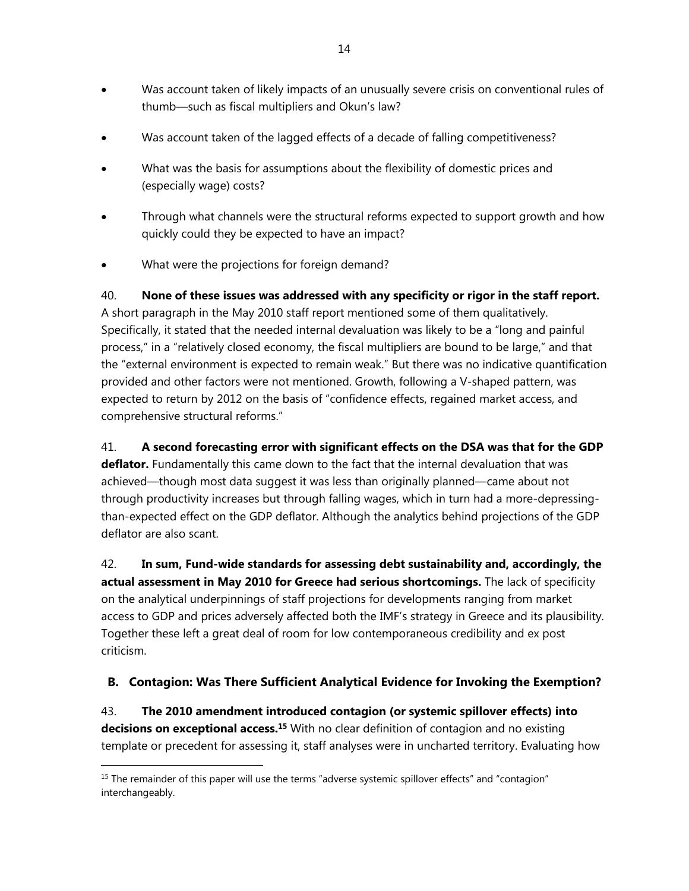- Was account taken of likely impacts of an unusually severe crisis on conventional rules of thumb—such as fiscal multipliers and Okun's law?
- Was account taken of the lagged effects of a decade of falling competitiveness?
- What was the basis for assumptions about the flexibility of domestic prices and (especially wage) costs?
- Through what channels were the structural reforms expected to support growth and how quickly could they be expected to have an impact?
- What were the projections for foreign demand?

40. **None of these issues was addressed with any specificity or rigor in the staff report.** A short paragraph in the May 2010 staff report mentioned some of them qualitatively. Specifically, it stated that the needed internal devaluation was likely to be a "long and painful process," in a "relatively closed economy, the fiscal multipliers are bound to be large," and that the "external environment is expected to remain weak." But there was no indicative quantification provided and other factors were not mentioned. Growth, following a V-shaped pattern, was expected to return by 2012 on the basis of "confidence effects, regained market access, and comprehensive structural reforms."

41. **A second forecasting error with significant effects on the DSA was that for the GDP deflator.** Fundamentally this came down to the fact that the internal devaluation that was achieved—though most data suggest it was less than originally planned—came about not through productivity increases but through falling wages, which in turn had a more-depressing-than-expected effect on the GDP deflator. Although the analytics behind projections of the GDP deflator are also scant.

42. **In sum, Fund-wide standards for assessing debt sustainability and, accordingly, the actual assessment in May 2010 for Greece had serious shortcomings.** The lack of specificity on the analytical underpinnings of staff projections for developments ranging from market access to GDP and prices adversely affected both the IMF's strategy in Greece and its plausibility. Together these left a great deal of room for low contemporaneous credibility and ex post criticism.

## B. Contagion: Was There Sufficient Analytical Evidence for Invoking the Exemption?

43. **The 2010 amendment introduced contagion (or systemic spillover effects) into decisions on exceptional access.[15]** With no clear definition of contagion and no existing template or precedent for assessing it, staff analyses were in uncharted territory. Evaluating how

[15] The remainder of this paper will use the terms "adverse systemic spillover effects" and "contagion" interchangeably.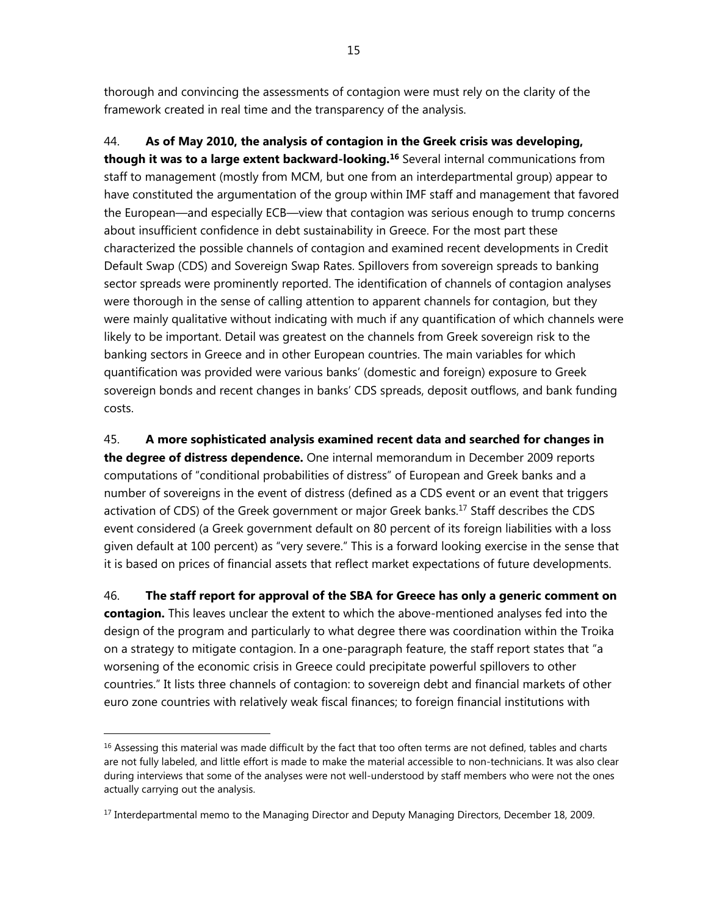thorough and convincing the assessments of contagion were must rely on the clarity of the framework created in real time and the transparency of the analysis.

44. **As of May 2010, the analysis of contagion in the Greek crisis was developing, though it was to a large extent backward-looking.**[16] Several internal communications from staff to management (mostly from MCM, but one from an interdepartmental group) appear to have constituted the argumentation of the group within IMF staff and management that favored the European—and especially ECB—view that contagion was serious enough to trump concerns about insufficient confidence in debt sustainability in Greece. For the most part these characterized the possible channels of contagion and examined recent developments in Credit Default Swap (CDS) and Sovereign Swap Rates. Spillovers from sovereign spreads to banking sector spreads were prominently reported. The identification of channels of contagion analyses were thorough in the sense of calling attention to apparent channels for contagion, but they were mainly qualitative without indicating with much if any quantification of which channels were likely to be important. Detail was greatest on the channels from Greek sovereign risk to the banking sectors in Greece and in other European countries. The main variables for which quantification was provided were various banks' (domestic and foreign) exposure to Greek sovereign bonds and recent changes in banks' CDS spreads, deposit outflows, and bank funding costs.

45. **A more sophisticated analysis examined recent data and searched for changes in the degree of distress dependence.** One internal memorandum in December 2009 reports computations of "conditional probabilities of distress" of European and Greek banks and a number of sovereigns in the event of distress (defined as a CDS event or an event that triggers activation of CDS) of the Greek government or major Greek banks.[17] Staff describes the CDS event considered (a Greek government default on 80 percent of its foreign liabilities with a loss given default at 100 percent) as "very severe." This is a forward looking exercise in the sense that it is based on prices of financial assets that reflect market expectations of future developments.

46. **The staff report for approval of the SBA for Greece has only a generic comment on contagion.** This leaves unclear the extent to which the above-mentioned analyses fed into the design of the program and particularly to what degree there was coordination within the Troika on a strategy to mitigate contagion. In a one-paragraph feature, the staff report states that "a worsening of the economic crisis in Greece could precipitate powerful spillovers to other countries." It lists three channels of contagion: to sovereign debt and financial markets of other euro zone countries with relatively weak fiscal finances; to foreign financial institutions with

---

[16] Assessing this material was made difficult by the fact that too often terms are not defined, tables and charts are not fully labeled, and little effort is made to make the material accessible to non-technicians. It was also clear during interviews that some of the analyses were not well-understood by staff members who were not the ones actually carrying out the analysis.

[17] Interdepartmental memo to the Managing Director and Deputy Managing Directors, December 18, 2009.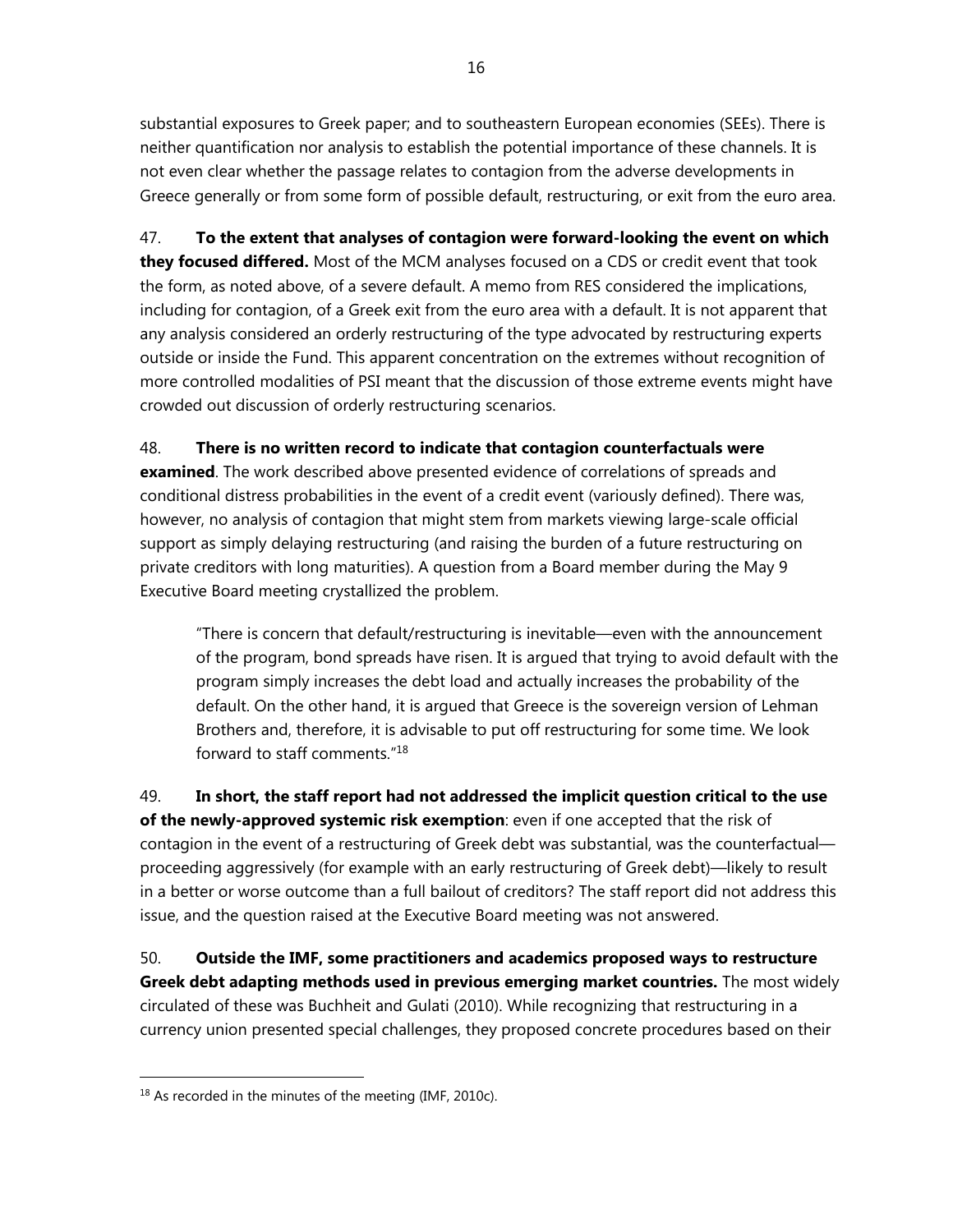substantial exposures to Greek paper; and to southeastern European economies (SEEs). There is neither quantification nor analysis to establish the potential importance of these channels. It is not even clear whether the passage relates to contagion from the adverse developments in Greece generally or from some form of possible default, restructuring, or exit from the euro area.

47. **To the extent that analyses of contagion were forward-looking the event on which they focused differed.** Most of the MCM analyses focused on a CDS or credit event that took the form, as noted above, of a severe default. A memo from RES considered the implications, including for contagion, of a Greek exit from the euro area with a default. It is not apparent that any analysis considered an orderly restructuring of the type advocated by restructuring experts outside or inside the Fund. This apparent concentration on the extremes without recognition of more controlled modalities of PSI meant that the discussion of those extreme events might have crowded out discussion of orderly restructuring scenarios.

48. **There is no written record to indicate that contagion counterfactuals were examined**. The work described above presented evidence of correlations of spreads and conditional distress probabilities in the event of a credit event (variously defined). There was, however, no analysis of contagion that might stem from markets viewing large-scale official support as simply delaying restructuring (and raising the burden of a future restructuring on private creditors with long maturities). A question from a Board member during the May 9 Executive Board meeting crystallized the problem.

> "There is concern that default/restructuring is inevitable—even with the announcement of the program, bond spreads have risen. It is argued that trying to avoid default with the program simply increases the debt load and actually increases the probability of the default. On the other hand, it is argued that Greece is the sovereign version of Lehman Brothers and, therefore, it is advisable to put off restructuring for some time. We look forward to staff comments."[18]

49. **In short, the staff report had not addressed the implicit question critical to the use of the newly-approved systemic risk exemption**: even if one accepted that the risk of contagion in the event of a restructuring of Greek debt was substantial, was the counterfactual—proceeding aggressively (for example with an early restructuring of Greek debt)—likely to result in a better or worse outcome than a full bailout of creditors? The staff report did not address this issue, and the question raised at the Executive Board meeting was not answered.

50. **Outside the IMF, some practitioners and academics proposed ways to restructure Greek debt adapting methods used in previous emerging market countries.** The most widely circulated of these was Buchheit and Gulati (2010). While recognizing that restructuring in a currency union presented special challenges, they proposed concrete procedures based on their

---

[18] As recorded in the minutes of the meeting (IMF, 2010c).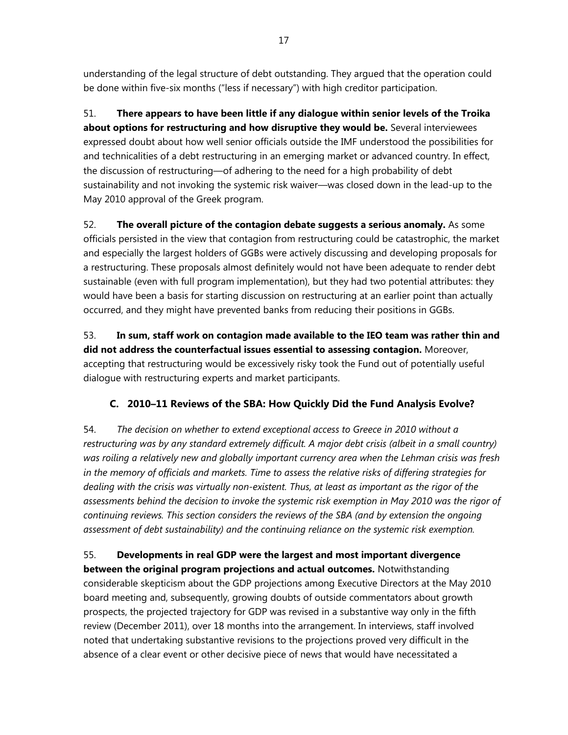understanding of the legal structure of debt outstanding. They argued that the operation could be done within five-six months ("less if necessary") with high creditor participation.

51. **There appears to have been little if any dialogue within senior levels of the Troika about options for restructuring and how disruptive they would be.** Several interviewees expressed doubt about how well senior officials outside the IMF understood the possibilities for and technicalities of a debt restructuring in an emerging market or advanced country. In effect, the discussion of restructuring—of adhering to the need for a high probability of debt sustainability and not invoking the systemic risk waiver—was closed down in the lead-up to the May 2010 approval of the Greek program.

52. **The overall picture of the contagion debate suggests a serious anomaly.** As some officials persisted in the view that contagion from restructuring could be catastrophic, the market and especially the largest holders of GGBs were actively discussing and developing proposals for a restructuring. These proposals almost definitely would not have been adequate to render debt sustainable (even with full program implementation), but they had two potential attributes: they would have been a basis for starting discussion on restructuring at an earlier point than actually occurred, and they might have prevented banks from reducing their positions in GGBs.

53. **In sum, staff work on contagion made available to the IEO team was rather thin and did not address the counterfactual issues essential to assessing contagion.** Moreover, accepting that restructuring would be excessively risky took the Fund out of potentially useful dialogue with restructuring experts and market participants.

## C. 2010–11 Reviews of the SBA: How Quickly Did the Fund Analysis Evolve?

54. *The decision on whether to extend exceptional access to Greece in 2010 without a restructuring was by any standard extremely difficult. A major debt crisis (albeit in a small country) was roiling a relatively new and globally important currency area when the Lehman crisis was fresh in the memory of officials and markets. Time to assess the relative risks of differing strategies for dealing with the crisis was virtually non-existent. Thus, at least as important as the rigor of the assessments behind the decision to invoke the systemic risk exemption in May 2010 was the rigor of continuing reviews. This section considers the reviews of the SBA (and by extension the ongoing assessment of debt sustainability) and the continuing reliance on the systemic risk exemption.*

55. **Developments in real GDP were the largest and most important divergence between the original program projections and actual outcomes.** Notwithstanding considerable skepticism about the GDP projections among Executive Directors at the May 2010 board meeting and, subsequently, growing doubts of outside commentators about growth prospects, the projected trajectory for GDP was revised in a substantive way only in the fifth review (December 2011), over 18 months into the arrangement. In interviews, staff involved noted that undertaking substantive revisions to the projections proved very difficult in the absence of a clear event or other decisive piece of news that would have necessitated a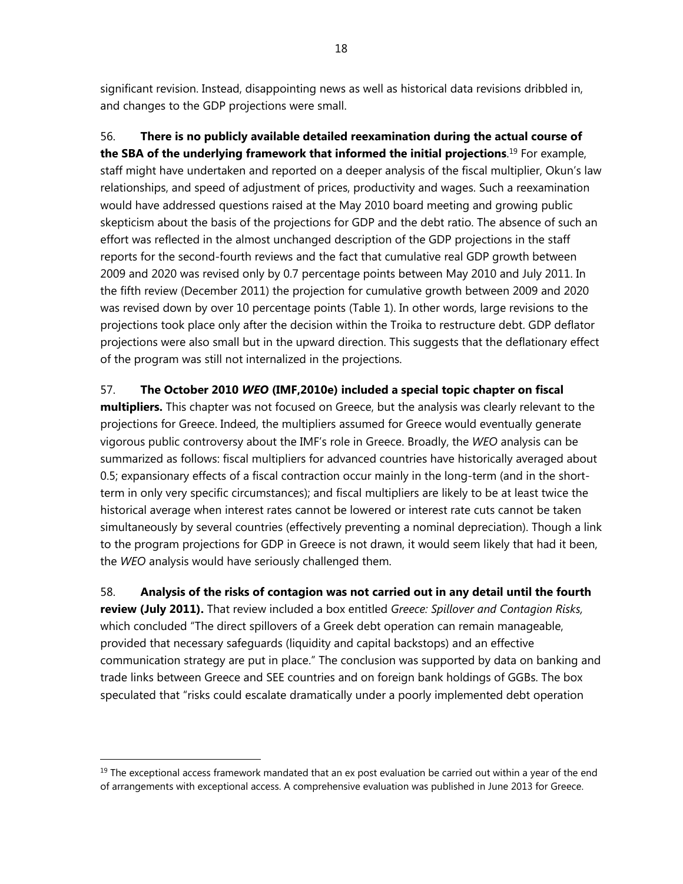significant revision. Instead, disappointing news as well as historical data revisions dribbled in, and changes to the GDP projections were small.

56. **There is no publicly available detailed reexamination during the actual course of the SBA of the underlying framework that informed the initial projections**.[19] For example, staff might have undertaken and reported on a deeper analysis of the fiscal multiplier, Okun's law relationships, and speed of adjustment of prices, productivity and wages. Such a reexamination would have addressed questions raised at the May 2010 board meeting and growing public skepticism about the basis of the projections for GDP and the debt ratio. The absence of such an effort was reflected in the almost unchanged description of the GDP projections in the staff reports for the second-fourth reviews and the fact that cumulative real GDP growth between 2009 and 2020 was revised only by 0.7 percentage points between May 2010 and July 2011. In the fifth review (December 2011) the projection for cumulative growth between 2009 and 2020 was revised down by over 10 percentage points (Table 1). In other words, large revisions to the projections took place only after the decision within the Troika to restructure debt. GDP deflator projections were also small but in the upward direction. This suggests that the deflationary effect of the program was still not internalized in the projections.

57. **The October 2010 *WEO* (IMF,2010e) included a special topic chapter on fiscal multipliers.** This chapter was not focused on Greece, but the analysis was clearly relevant to the projections for Greece. Indeed, the multipliers assumed for Greece would eventually generate vigorous public controversy about the IMF's role in Greece. Broadly, the *WEO* analysis can be summarized as follows: fiscal multipliers for advanced countries have historically averaged about 0.5; expansionary effects of a fiscal contraction occur mainly in the long-term (and in the short-term in only very specific circumstances); and fiscal multipliers are likely to be at least twice the historical average when interest rates cannot be lowered or interest rate cuts cannot be taken simultaneously by several countries (effectively preventing a nominal depreciation). Though a link to the program projections for GDP in Greece is not drawn, it would seem likely that had it been, the *WEO* analysis would have seriously challenged them.

58. **Analysis of the risks of contagion was not carried out in any detail until the fourth review (July 2011).** That review included a box entitled *Greece: Spillover and Contagion Risks,* which concluded "The direct spillovers of a Greek debt operation can remain manageable, provided that necessary safeguards (liquidity and capital backstops) and an effective communication strategy are put in place." The conclusion was supported by data on banking and trade links between Greece and SEE countries and on foreign bank holdings of GGBs. The box speculated that "risks could escalate dramatically under a poorly implemented debt operation

[19] The exceptional access framework mandated that an ex post evaluation be carried out within a year of the end of arrangements with exceptional access. A comprehensive evaluation was published in June 2013 for Greece.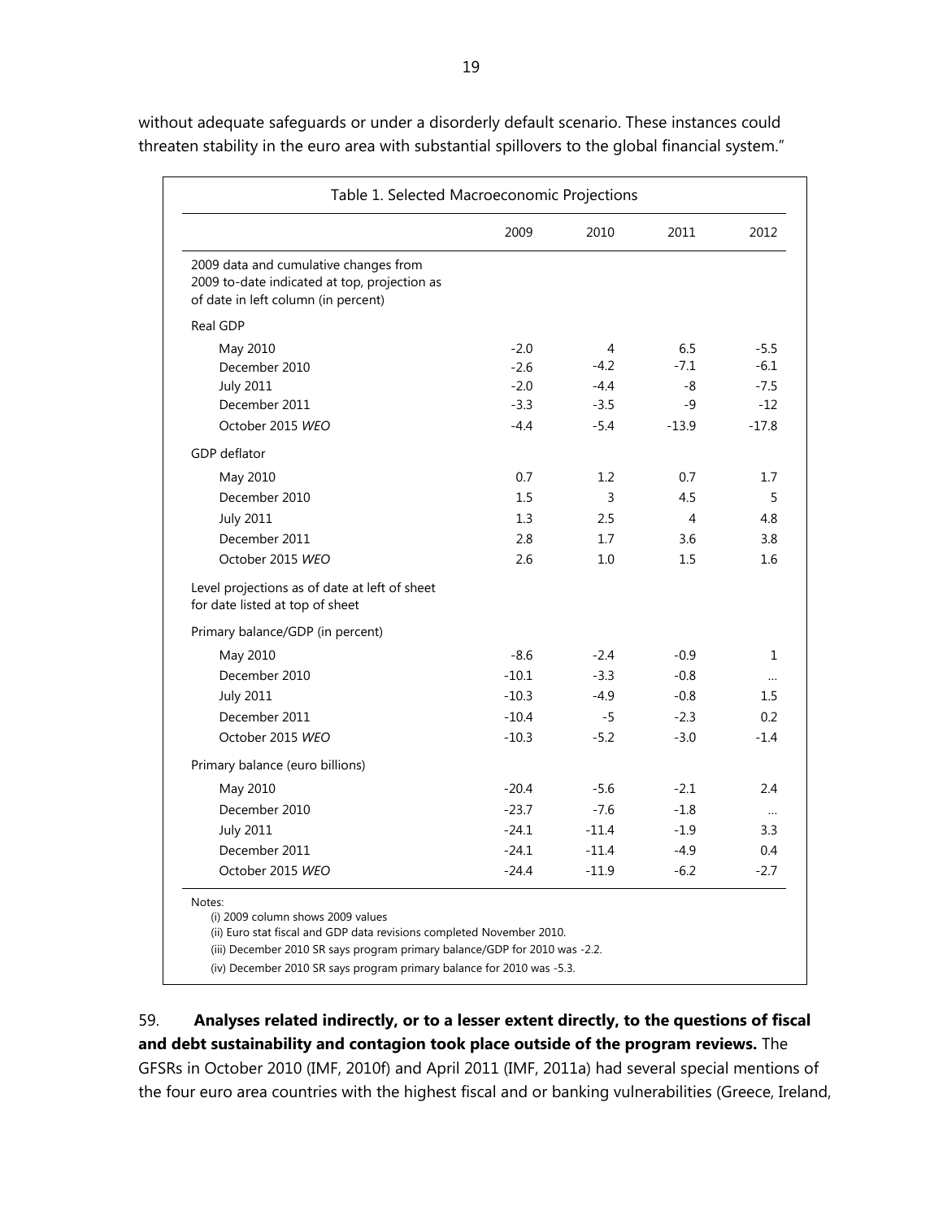without adequate safeguards or under a disorderly default scenario. These instances could threaten stability in the euro area with substantial spillovers to the global financial system."

Table 1. Selected Macroeconomic Projections

| | 2009 | 2010 | 2011 | 2012 |
|---|---|---|---|---|
| 2009 data and cumulative changes from 2009 to-date indicated at top, projection as of date in left column (in percent) | | | | |
| Real GDP | | | | |
| May 2010 | -2.0 | 4 | 6.5 | -5.5 |
| December 2010 | -2.6 | -4.2 | -7.1 | -6.1 |
| July 2011 | -2.0 | -4.4 | -8 | -7.5 |
| December 2011 | -3.3 | -3.5 | -9 | -12 |
| October 2015 *WEO* | -4.4 | -5.4 | -13.9 | -17.8 |
| GDP deflator | | | | |
| May 2010 | 0.7 | 1.2 | 0.7 | 1.7 |
| December 2010 | 1.5 | 3 | 4.5 | 5 |
| July 2011 | 1.3 | 2.5 | 4 | 4.8 |
| December 2011 | 2.8 | 1.7 | 3.6 | 3.8 |
| October 2015 *WEO* | 2.6 | 1.0 | 1.5 | 1.6 |
| Level projections as of date at left of sheet for date listed at top of sheet | | | | |
| Primary balance/GDP (in percent) | | | | |
| May 2010 | -8.6 | -2.4 | -0.9 | 1 |
| December 2010 | -10.1 | -3.3 | -0.8 | ... |
| July 2011 | -10.3 | -4.9 | -0.8 | 1.5 |
| December 2011 | -10.4 | -5 | -2.3 | 0.2 |
| October 2015 *WEO* | -10.3 | -5.2 | -3.0 | -1.4 |
| Primary balance (euro billions) | | | | |
| May 2010 | -20.4 | -5.6 | -2.1 | 2.4 |
| December 2010 | -23.7 | -7.6 | -1.8 | ... |
| July 2011 | -24.1 | -11.4 | -1.9 | 3.3 |
| December 2011 | -24.1 | -11.4 | -4.9 | 0.4 |
| October 2015 *WEO* | -24.4 | -11.9 | -6.2 | -2.7 |

Notes:

(i) 2009 column shows 2009 values

(ii) Euro stat fiscal and GDP data revisions completed November 2010.

(iii) December 2010 SR says program primary balance/GDP for 2010 was -2.2.

(iv) December 2010 SR says program primary balance for 2010 was -5.3.

59. **Analyses related indirectly, or to a lesser extent directly, to the questions of fiscal and debt sustainability and contagion took place outside of the program reviews.** The GFSRs in October 2010 (IMF, 2010f) and April 2011 (IMF, 2011a) had several special mentions of the four euro area countries with the highest fiscal and or banking vulnerabilities (Greece, Ireland,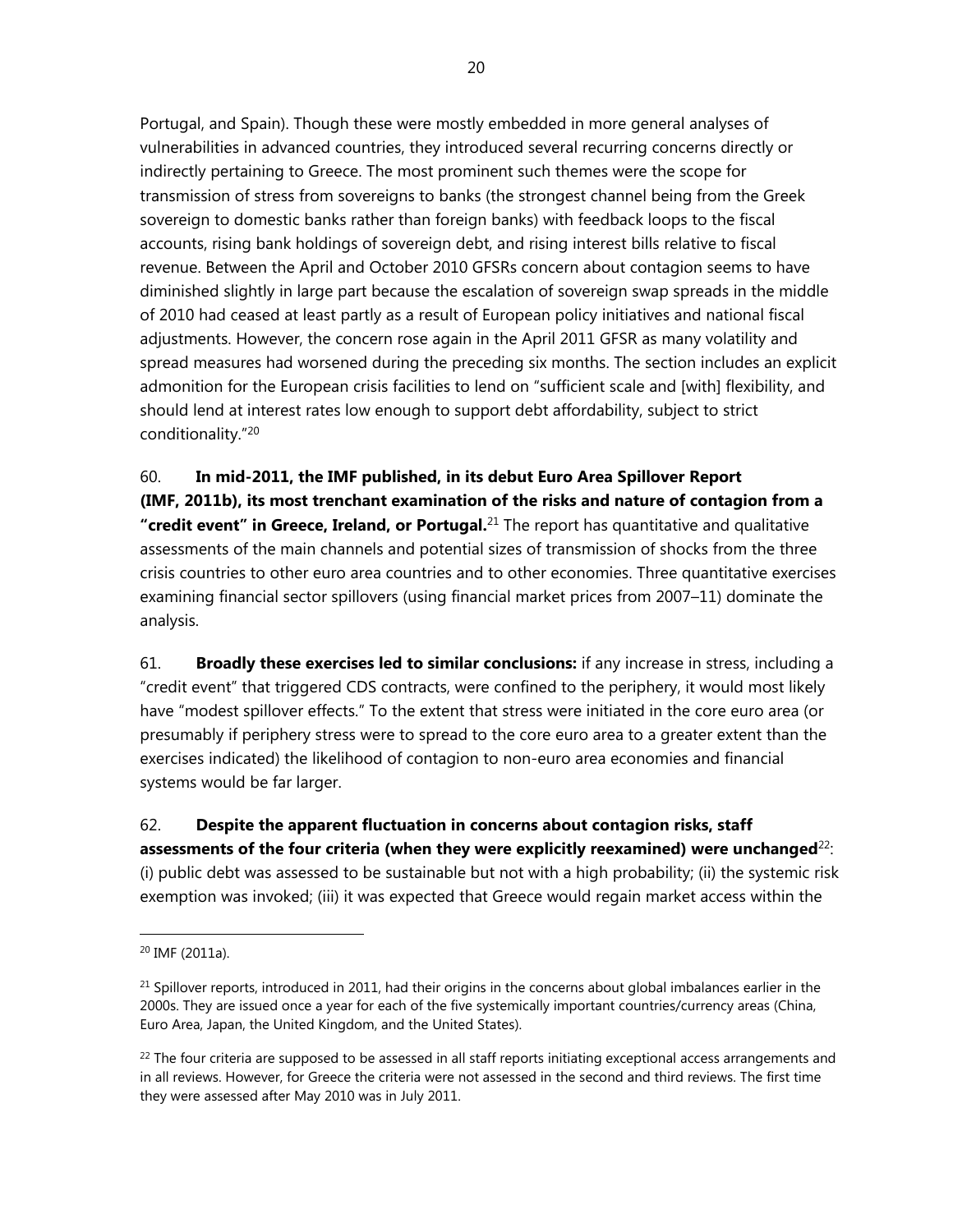Portugal, and Spain). Though these were mostly embedded in more general analyses of vulnerabilities in advanced countries, they introduced several recurring concerns directly or indirectly pertaining to Greece. The most prominent such themes were the scope for transmission of stress from sovereigns to banks (the strongest channel being from the Greek sovereign to domestic banks rather than foreign banks) with feedback loops to the fiscal accounts, rising bank holdings of sovereign debt, and rising interest bills relative to fiscal revenue. Between the April and October 2010 GFSRs concern about contagion seems to have diminished slightly in large part because the escalation of sovereign swap spreads in the middle of 2010 had ceased at least partly as a result of European policy initiatives and national fiscal adjustments. However, the concern rose again in the April 2011 GFSR as many volatility and spread measures had worsened during the preceding six months. The section includes an explicit admonition for the European crisis facilities to lend on "sufficient scale and [with] flexibility, and should lend at interest rates low enough to support debt affordability, subject to strict conditionality."[20]

60. **In mid-2011, the IMF published, in its debut Euro Area Spillover Report (IMF, 2011b), its most trenchant examination of the risks and nature of contagion from a "credit event" in Greece, Ireland, or Portugal.**[21] The report has quantitative and qualitative assessments of the main channels and potential sizes of transmission of shocks from the three crisis countries to other euro area countries and to other economies. Three quantitative exercises examining financial sector spillovers (using financial market prices from 2007–11) dominate the analysis.

61. **Broadly these exercises led to similar conclusions:** if any increase in stress, including a "credit event" that triggered CDS contracts, were confined to the periphery, it would most likely have "modest spillover effects." To the extent that stress were initiated in the core euro area (or presumably if periphery stress were to spread to the core euro area to a greater extent than the exercises indicated) the likelihood of contagion to non-euro area economies and financial systems would be far larger.

62. **Despite the apparent fluctuation in concerns about contagion risks, staff assessments of the four criteria (when they were explicitly reexamined) were unchanged**[22]: (i) public debt was assessed to be sustainable but not with a high probability; (ii) the systemic risk exemption was invoked; (iii) it was expected that Greece would regain market access within the

---

[20] IMF (2011a).

[21] Spillover reports, introduced in 2011, had their origins in the concerns about global imbalances earlier in the 2000s. They are issued once a year for each of the five systemically important countries/currency areas (China, Euro Area, Japan, the United Kingdom, and the United States).

[22] The four criteria are supposed to be assessed in all staff reports initiating exceptional access arrangements and in all reviews. However, for Greece the criteria were not assessed in the second and third reviews. The first time they were assessed after May 2010 was in July 2011.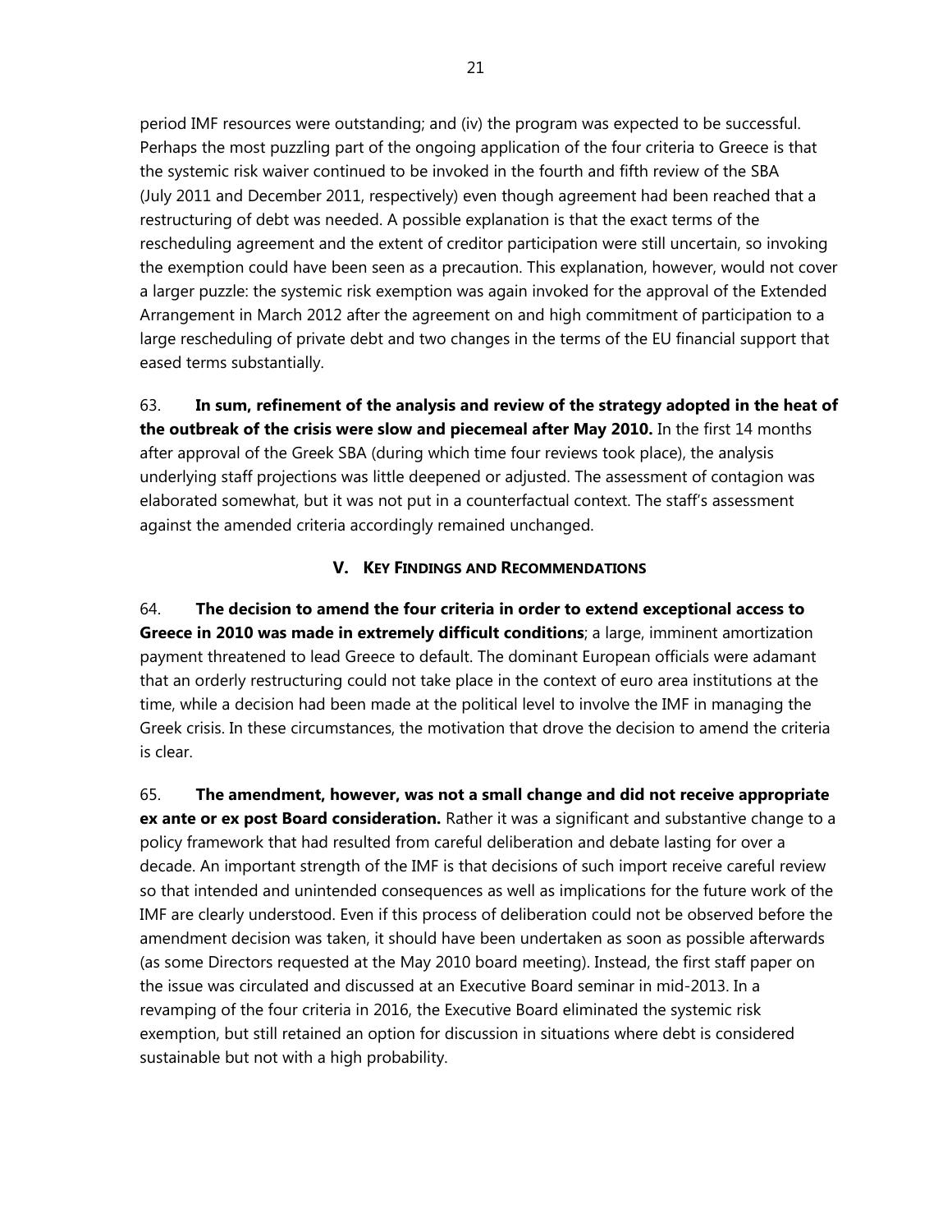period IMF resources were outstanding; and (iv) the program was expected to be successful. Perhaps the most puzzling part of the ongoing application of the four criteria to Greece is that the systemic risk waiver continued to be invoked in the fourth and fifth review of the SBA (July 2011 and December 2011, respectively) even though agreement had been reached that a restructuring of debt was needed. A possible explanation is that the exact terms of the rescheduling agreement and the extent of creditor participation were still uncertain, so invoking the exemption could have been seen as a precaution. This explanation, however, would not cover a larger puzzle: the systemic risk exemption was again invoked for the approval of the Extended Arrangement in March 2012 after the agreement on and high commitment of participation to a large rescheduling of private debt and two changes in the terms of the EU financial support that eased terms substantially.

63. **In sum, refinement of the analysis and review of the strategy adopted in the heat of the outbreak of the crisis were slow and piecemeal after May 2010.** In the first 14 months after approval of the Greek SBA (during which time four reviews took place), the analysis underlying staff projections was little deepened or adjusted. The assessment of contagion was elaborated somewhat, but it was not put in a counterfactual context. The staff's assessment against the amended criteria accordingly remained unchanged.

## V. KEY FINDINGS AND RECOMMENDATIONS

64. **The decision to amend the four criteria in order to extend exceptional access to Greece in 2010 was made in extremely difficult conditions**; a large, imminent amortization payment threatened to lead Greece to default. The dominant European officials were adamant that an orderly restructuring could not take place in the context of euro area institutions at the time, while a decision had been made at the political level to involve the IMF in managing the Greek crisis. In these circumstances, the motivation that drove the decision to amend the criteria is clear.

65. **The amendment, however, was not a small change and did not receive appropriate ex ante or ex post Board consideration.** Rather it was a significant and substantive change to a policy framework that had resulted from careful deliberation and debate lasting for over a decade. An important strength of the IMF is that decisions of such import receive careful review so that intended and unintended consequences as well as implications for the future work of the IMF are clearly understood. Even if this process of deliberation could not be observed before the amendment decision was taken, it should have been undertaken as soon as possible afterwards (as some Directors requested at the May 2010 board meeting). Instead, the first staff paper on the issue was circulated and discussed at an Executive Board seminar in mid-2013. In a revamping of the four criteria in 2016, the Executive Board eliminated the systemic risk exemption, but still retained an option for discussion in situations where debt is considered sustainable but not with a high probability.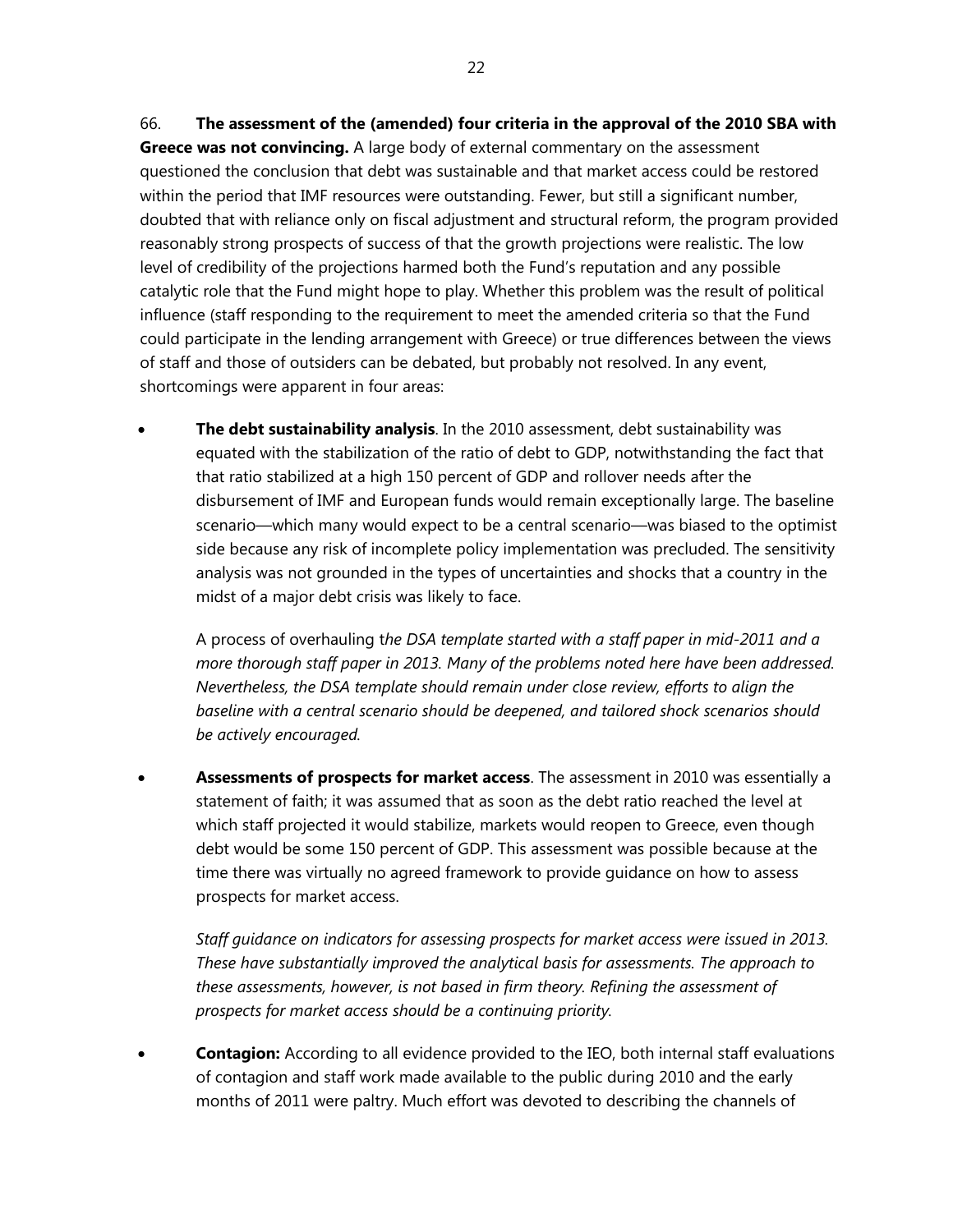66. **The assessment of the (amended) four criteria in the approval of the 2010 SBA with Greece was not convincing.** A large body of external commentary on the assessment questioned the conclusion that debt was sustainable and that market access could be restored within the period that IMF resources were outstanding. Fewer, but still a significant number, doubted that with reliance only on fiscal adjustment and structural reform, the program provided reasonably strong prospects of success of that the growth projections were realistic. The low level of credibility of the projections harmed both the Fund's reputation and any possible catalytic role that the Fund might hope to play. Whether this problem was the result of political influence (staff responding to the requirement to meet the amended criteria so that the Fund could participate in the lending arrangement with Greece) or true differences between the views of staff and those of outsiders can be debated, but probably not resolved. In any event, shortcomings were apparent in four areas:

- **The debt sustainability analysis**. In the 2010 assessment, debt sustainability was equated with the stabilization of the ratio of debt to GDP, notwithstanding the fact that that ratio stabilized at a high 150 percent of GDP and rollover needs after the disbursement of IMF and European funds would remain exceptionally large. The baseline scenario—which many would expect to be a central scenario—was biased to the optimist side because any risk of incomplete policy implementation was precluded. The sensitivity analysis was not grounded in the types of uncertainties and shocks that a country in the midst of a major debt crisis was likely to face.

  A process of overhauling t*he DSA template started with a staff paper in mid-2011 and a more thorough staff paper in 2013. Many of the problems noted here have been addressed. Nevertheless, the DSA template should remain under close review, efforts to align the baseline with a central scenario should be deepened, and tailored shock scenarios should be actively encouraged.*

- **Assessments of prospects for market access**. The assessment in 2010 was essentially a statement of faith; it was assumed that as soon as the debt ratio reached the level at which staff projected it would stabilize, markets would reopen to Greece, even though debt would be some 150 percent of GDP. This assessment was possible because at the time there was virtually no agreed framework to provide guidance on how to assess prospects for market access.

  *Staff guidance on indicators for assessing prospects for market access were issued in 2013. These have substantially improved the analytical basis for assessments. The approach to these assessments, however, is not based in firm theory. Refining the assessment of prospects for market access should be a continuing priority.*

- **Contagion:** According to all evidence provided to the IEO, both internal staff evaluations of contagion and staff work made available to the public during 2010 and the early months of 2011 were paltry. Much effort was devoted to describing the channels of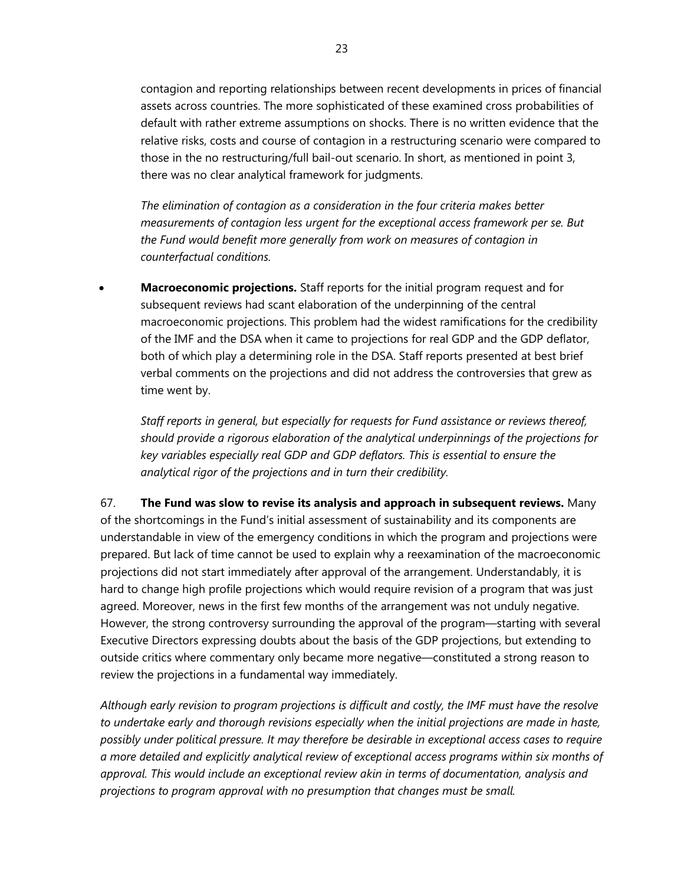contagion and reporting relationships between recent developments in prices of financial assets across countries. The more sophisticated of these examined cross probabilities of default with rather extreme assumptions on shocks. There is no written evidence that the relative risks, costs and course of contagion in a restructuring scenario were compared to those in the no restructuring/full bail-out scenario. In short, as mentioned in point 3, there was no clear analytical framework for judgments.

*The elimination of contagion as a consideration in the four criteria makes better measurements of contagion less urgent for the exceptional access framework per se. But the Fund would benefit more generally from work on measures of contagion in counterfactual conditions.*

- **Macroeconomic projections.** Staff reports for the initial program request and for subsequent reviews had scant elaboration of the underpinning of the central macroeconomic projections. This problem had the widest ramifications for the credibility of the IMF and the DSA when it came to projections for real GDP and the GDP deflator, both of which play a determining role in the DSA. Staff reports presented at best brief verbal comments on the projections and did not address the controversies that grew as time went by.

  *Staff reports in general, but especially for requests for Fund assistance or reviews thereof, should provide a rigorous elaboration of the analytical underpinnings of the projections for key variables especially real GDP and GDP deflators. This is essential to ensure the analytical rigor of the projections and in turn their credibility.*

67. **The Fund was slow to revise its analysis and approach in subsequent reviews.** Many of the shortcomings in the Fund's initial assessment of sustainability and its components are understandable in view of the emergency conditions in which the program and projections were prepared. But lack of time cannot be used to explain why a reexamination of the macroeconomic projections did not start immediately after approval of the arrangement. Understandably, it is hard to change high profile projections which would require revision of a program that was just agreed. Moreover, news in the first few months of the arrangement was not unduly negative. However, the strong controversy surrounding the approval of the program—starting with several Executive Directors expressing doubts about the basis of the GDP projections, but extending to outside critics where commentary only became more negative—constituted a strong reason to review the projections in a fundamental way immediately.

*Although early revision to program projections is difficult and costly, the IMF must have the resolve to undertake early and thorough revisions especially when the initial projections are made in haste, possibly under political pressure. It may therefore be desirable in exceptional access cases to require a more detailed and explicitly analytical review of exceptional access programs within six months of approval. This would include an exceptional review akin in terms of documentation, analysis and projections to program approval with no presumption that changes must be small.*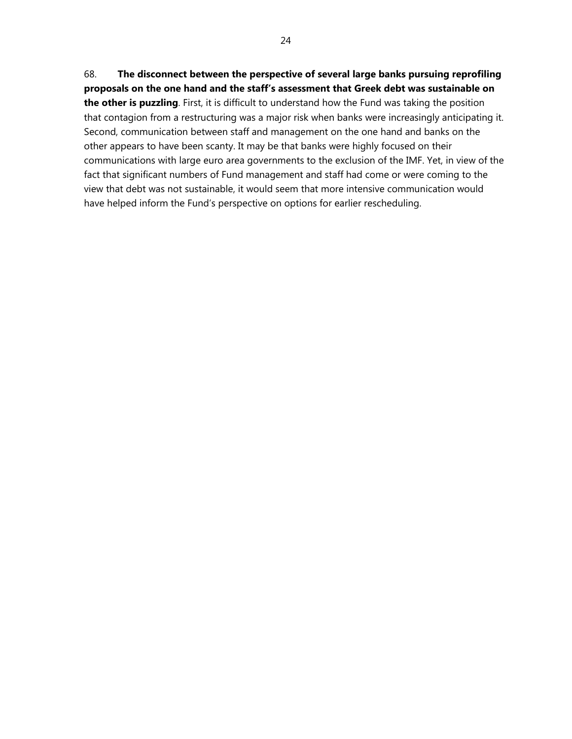68. **The disconnect between the perspective of several large banks pursuing reprofiling proposals on the one hand and the staff's assessment that Greek debt was sustainable on the other is puzzling**. First, it is difficult to understand how the Fund was taking the position that contagion from a restructuring was a major risk when banks were increasingly anticipating it. Second, communication between staff and management on the one hand and banks on the other appears to have been scanty. It may be that banks were highly focused on their communications with large euro area governments to the exclusion of the IMF. Yet, in view of the fact that significant numbers of Fund management and staff had come or were coming to the view that debt was not sustainable, it would seem that more intensive communication would have helped inform the Fund's perspective on options for earlier rescheduling.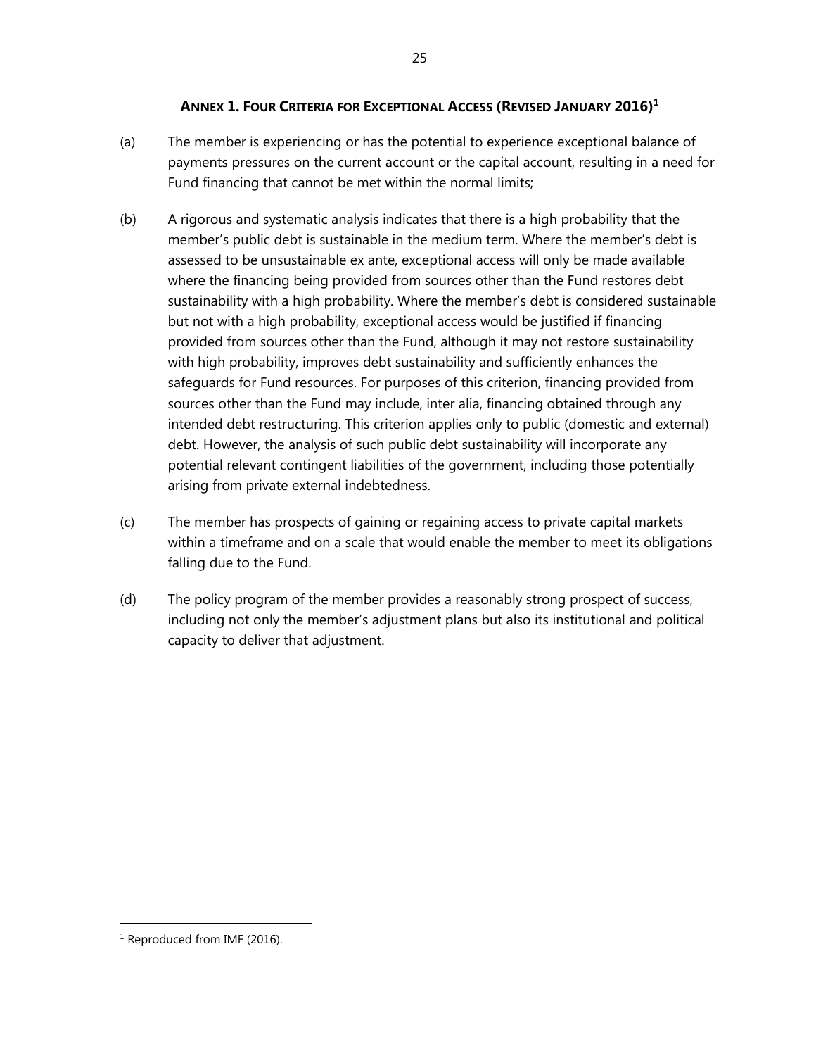## Annex 1. Four Criteria for Exceptional Access (Revised January 2016)[1]

(a) The member is experiencing or has the potential to experience exceptional balance of payments pressures on the current account or the capital account, resulting in a need for Fund financing that cannot be met within the normal limits;

(b) A rigorous and systematic analysis indicates that there is a high probability that the member's public debt is sustainable in the medium term. Where the member's debt is assessed to be unsustainable ex ante, exceptional access will only be made available where the financing being provided from sources other than the Fund restores debt sustainability with a high probability. Where the member's debt is considered sustainable but not with a high probability, exceptional access would be justified if financing provided from sources other than the Fund, although it may not restore sustainability with high probability, improves debt sustainability and sufficiently enhances the safeguards for Fund resources. For purposes of this criterion, financing provided from sources other than the Fund may include, inter alia, financing obtained through any intended debt restructuring. This criterion applies only to public (domestic and external) debt. However, the analysis of such public debt sustainability will incorporate any potential relevant contingent liabilities of the government, including those potentially arising from private external indebtedness.

(c) The member has prospects of gaining or regaining access to private capital markets within a timeframe and on a scale that would enable the member to meet its obligations falling due to the Fund.

(d) The policy program of the member provides a reasonably strong prospect of success, including not only the member's adjustment plans but also its institutional and political capacity to deliver that adjustment.

[1] Reproduced from IMF (2016).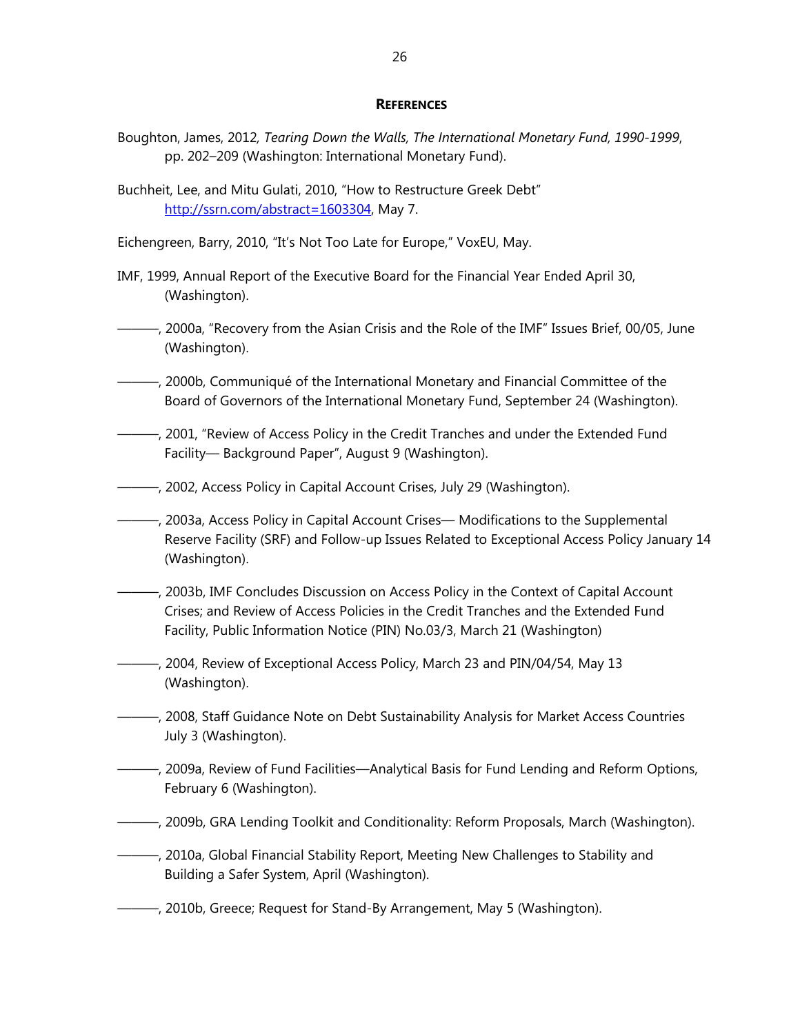## References

Boughton, James, 2012, *Tearing Down the Walls, The International Monetary Fund, 1990-1999*, pp. 202–209 (Washington: International Monetary Fund).

Buchheit, Lee, and Mitu Gulati, 2010, "How to Restructure Greek Debt" http://ssrn.com/abstract=1603304, May 7.

Eichengreen, Barry, 2010, "It's Not Too Late for Europe," VoxEU, May.

IMF, 1999, Annual Report of the Executive Board for the Financial Year Ended April 30, (Washington).

———, 2000a, "Recovery from the Asian Crisis and the Role of the IMF" Issues Brief, 00/05, June (Washington).

———, 2000b, Communiqué of the International Monetary and Financial Committee of the Board of Governors of the International Monetary Fund, September 24 (Washington).

———, 2001, "Review of Access Policy in the Credit Tranches and under the Extended Fund Facility— Background Paper", August 9 (Washington).

———, 2002, Access Policy in Capital Account Crises, July 29 (Washington).

———, 2003a, Access Policy in Capital Account Crises— Modifications to the Supplemental Reserve Facility (SRF) and Follow-up Issues Related to Exceptional Access Policy January 14 (Washington).

———, 2003b, IMF Concludes Discussion on Access Policy in the Context of Capital Account Crises; and Review of Access Policies in the Credit Tranches and the Extended Fund Facility, Public Information Notice (PIN) No.03/3, March 21 (Washington)

———, 2004, Review of Exceptional Access Policy, March 23 and PIN/04/54, May 13 (Washington).

———, 2008, Staff Guidance Note on Debt Sustainability Analysis for Market Access Countries July 3 (Washington).

———, 2009a, Review of Fund Facilities—Analytical Basis for Fund Lending and Reform Options, February 6 (Washington).

———, 2009b, GRA Lending Toolkit and Conditionality: Reform Proposals, March (Washington).

———, 2010a, Global Financial Stability Report, Meeting New Challenges to Stability and Building a Safer System, April (Washington).

———, 2010b, Greece; Request for Stand-By Arrangement, May 5 (Washington).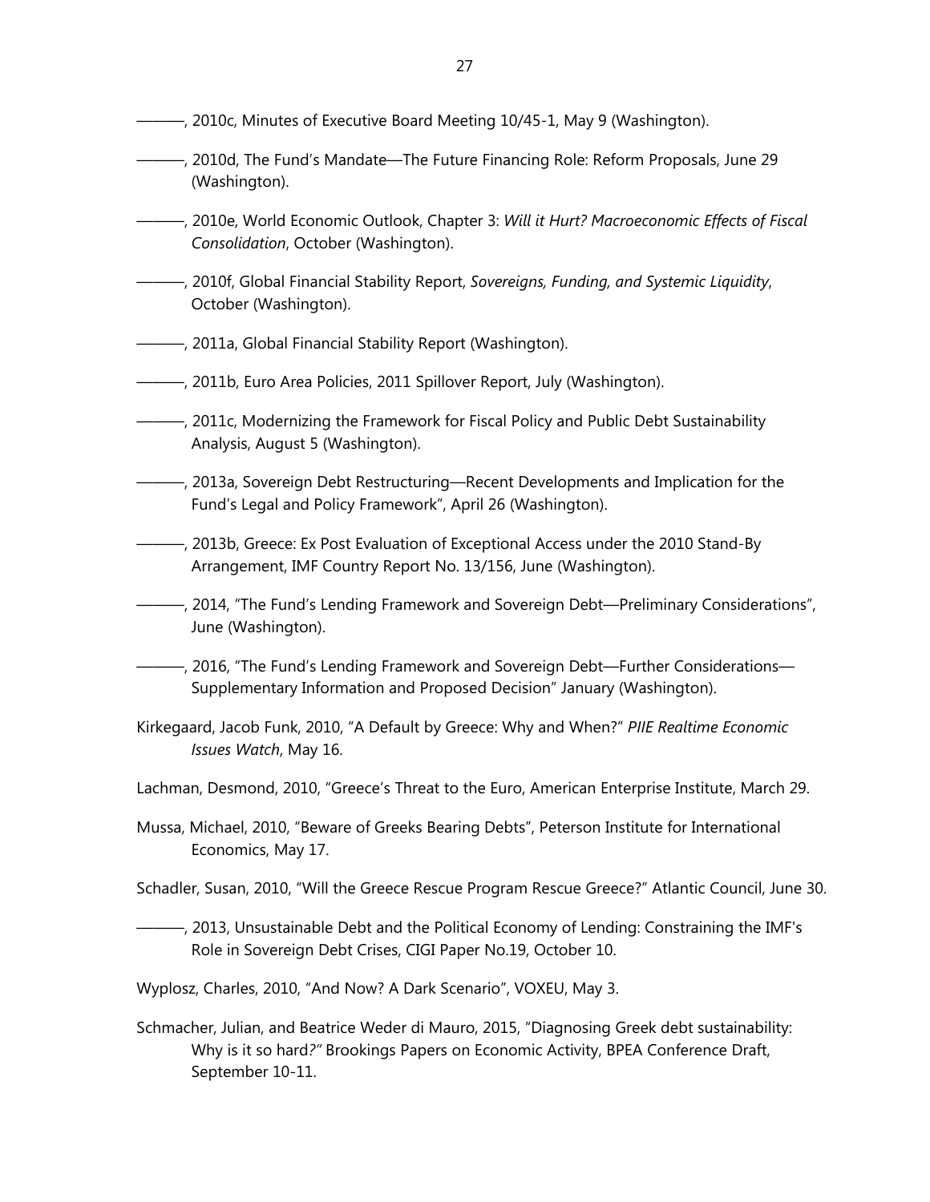———, 2010c, Minutes of Executive Board Meeting 10/45-1, May 9 (Washington).

———, 2010d, The Fund's Mandate—The Future Financing Role: Reform Proposals, June 29 (Washington).

———, 2010e, World Economic Outlook, Chapter 3: *Will it Hurt? Macroeconomic Effects of Fiscal Consolidation*, October (Washington).

———, 2010f, Global Financial Stability Report, *Sovereigns, Funding, and Systemic Liquidity*, October (Washington).

———, 2011a, Global Financial Stability Report (Washington).

———, 2011b, Euro Area Policies, 2011 Spillover Report, July (Washington).

———, 2011c, Modernizing the Framework for Fiscal Policy and Public Debt Sustainability Analysis, August 5 (Washington).

———, 2013a, Sovereign Debt Restructuring—Recent Developments and Implication for the Fund's Legal and Policy Framework", April 26 (Washington).

———, 2013b, Greece: Ex Post Evaluation of Exceptional Access under the 2010 Stand-By Arrangement, IMF Country Report No. 13/156, June (Washington).

———, 2014, "The Fund's Lending Framework and Sovereign Debt—Preliminary Considerations", June (Washington).

———, 2016, "The Fund's Lending Framework and Sovereign Debt—Further Considerations—Supplementary Information and Proposed Decision" January (Washington).

Kirkegaard, Jacob Funk, 2010, "A Default by Greece: Why and When?" *PIIE Realtime Economic Issues Watch*, May 16.

Lachman, Desmond, 2010, "Greece's Threat to the Euro, American Enterprise Institute, March 29.

Mussa, Michael, 2010, "Beware of Greeks Bearing Debts", Peterson Institute for International Economics, May 17.

Schadler, Susan, 2010, "Will the Greece Rescue Program Rescue Greece?" Atlantic Council, June 30.

———, 2013, Unsustainable Debt and the Political Economy of Lending: Constraining the IMF's Role in Sovereign Debt Crises, CIGI Paper No.19, October 10.

Wyplosz, Charles, 2010, "And Now? A Dark Scenario", VOXEU, May 3.

Schmacher, Julian, and Beatrice Weder di Mauro, 2015, "Diagnosing Greek debt sustainability: Why is it so hard?" Brookings Papers on Economic Activity, BPEA Conference Draft, September 10-11.